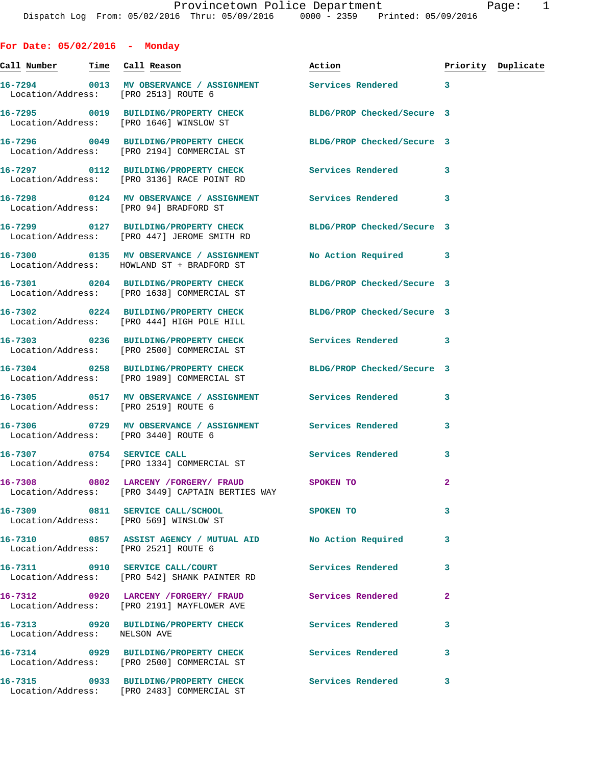Provincetown Police Department

Dispatch Log From: 05/02/2016 Thru: 05/09/2016 0000 - 2359 Printed: 05/09/2016

## For Date: 05/02/2016 - Monday

| Call Number | Time | Call Reason | Action | Priority | Duplicate |
|---|---|---|---|---|---|
| 16-7294 | 0013 | MV OBSERVANCE / ASSIGNMENT | Services Rendered | 3 | |
| Location/Address: | | [PRO 2513] ROUTE 6 | | | |
| 16-7295 | 0019 | BUILDING/PROPERTY CHECK | BLDG/PROP Checked/Secure | 3 | |
| Location/Address: | | [PRO 1646] WINSLOW ST | | | |
| 16-7296 | 0049 | BUILDING/PROPERTY CHECK | BLDG/PROP Checked/Secure | 3 | |
| Location/Address: | | [PRO 2194] COMMERCIAL ST | | | |
| 16-7297 | 0112 | BUILDING/PROPERTY CHECK | Services Rendered | 3 | |
| Location/Address: | | [PRO 3136] RACE POINT RD | | | |
| 16-7298 | 0124 | MV OBSERVANCE / ASSIGNMENT | Services Rendered | 3 | |
| Location/Address: | | [PRO 94] BRADFORD ST | | | |
| 16-7299 | 0127 | BUILDING/PROPERTY CHECK | BLDG/PROP Checked/Secure | 3 | |
| Location/Address: | | [PRO 447] JEROME SMITH RD | | | |
| 16-7300 | 0135 | MV OBSERVANCE / ASSIGNMENT | No Action Required | 3 | |
| Location/Address: | | HOWLAND ST + BRADFORD ST | | | |
| 16-7301 | 0204 | BUILDING/PROPERTY CHECK | BLDG/PROP Checked/Secure | 3 | |
| Location/Address: | | [PRO 1638] COMMERCIAL ST | | | |
| 16-7302 | 0224 | BUILDING/PROPERTY CHECK | BLDG/PROP Checked/Secure | 3 | |
| Location/Address: | | [PRO 444] HIGH POLE HILL | | | |
| 16-7303 | 0236 | BUILDING/PROPERTY CHECK | Services Rendered | 3 | |
| Location/Address: | | [PRO 2500] COMMERCIAL ST | | | |
| 16-7304 | 0258 | BUILDING/PROPERTY CHECK | BLDG/PROP Checked/Secure | 3 | |
| Location/Address: | | [PRO 1989] COMMERCIAL ST | | | |
| 16-7305 | 0517 | MV OBSERVANCE / ASSIGNMENT | Services Rendered | 3 | |
| Location/Address: | | [PRO 2519] ROUTE 6 | | | |
| 16-7306 | 0729 | MV OBSERVANCE / ASSIGNMENT | Services Rendered | 3 | |
| Location/Address: | | [PRO 3440] ROUTE 6 | | | |
| 16-7307 | 0754 | SERVICE CALL | Services Rendered | 3 | |
| Location/Address: | | [PRO 1334] COMMERCIAL ST | | | |
| 16-7308 | 0802 | LARCENY /FORGERY/ FRAUD | SPOKEN TO | 2 | |
| Location/Address: | | [PRO 3449] CAPTAIN BERTIES WAY | | | |
| 16-7309 | 0811 | SERVICE CALL/SCHOOL | SPOKEN TO | 3 | |
| Location/Address: | | [PRO 569] WINSLOW ST | | | |
| 16-7310 | 0857 | ASSIST AGENCY / MUTUAL AID | No Action Required | 3 | |
| Location/Address: | | [PRO 2521] ROUTE 6 | | | |
| 16-7311 | 0910 | SERVICE CALL/COURT | Services Rendered | 3 | |
| Location/Address: | | [PRO 542] SHANK PAINTER RD | | | |
| 16-7312 | 0920 | LARCENY /FORGERY/ FRAUD | Services Rendered | 2 | |
| Location/Address: | | [PRO 2191] MAYFLOWER AVE | | | |
| 16-7313 | 0920 | BUILDING/PROPERTY CHECK | Services Rendered | 3 | |
| Location/Address: | | NELSON AVE | | | |
| 16-7314 | 0929 | BUILDING/PROPERTY CHECK | Services Rendered | 3 | |
| Location/Address: | | [PRO 2500] COMMERCIAL ST | | | |
| 16-7315 | 0933 | BUILDING/PROPERTY CHECK | Services Rendered | 3 | |
| Location/Address: | | [PRO 2483] COMMERCIAL ST | | | |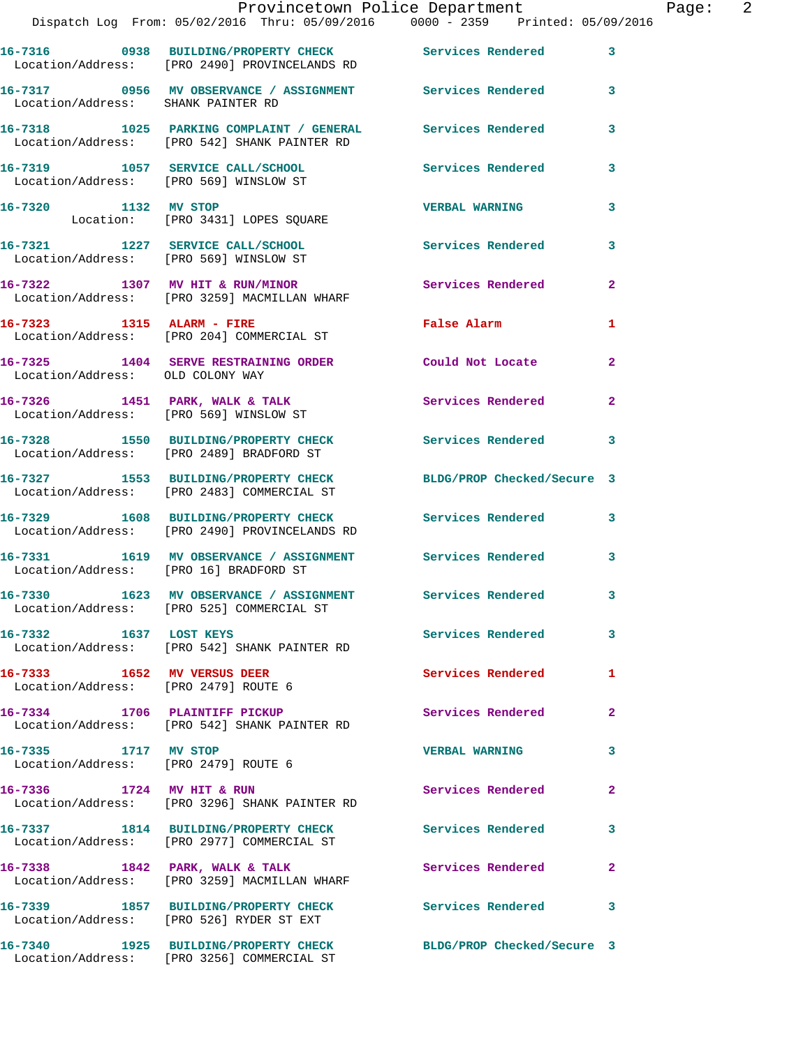16-7316 0938 BUILDING/PROPERTY CHECK Services Rendered 3
Location/Address: [PRO 2490] PROVINCELANDS RD

16-7317 0956 MV OBSERVANCE / ASSIGNMENT Services Rendered 3
Location/Address: SHANK PAINTER RD

16-7318 1025 PARKING COMPLAINT / GENERAL Services Rendered 3
Location/Address: [PRO 542] SHANK PAINTER RD

16-7319 1057 SERVICE CALL/SCHOOL Services Rendered 3
Location/Address: [PRO 569] WINSLOW ST

16-7320 1132 MV STOP VERBAL WARNING 3
Location: [PRO 3431] LOPES SQUARE

16-7321 1227 SERVICE CALL/SCHOOL Services Rendered 3
Location/Address: [PRO 569] WINSLOW ST

16-7322 1307 MV HIT & RUN/MINOR Services Rendered 2
Location/Address: [PRO 3259] MACMILLAN WHARF

16-7323 1315 ALARM - FIRE False Alarm 1
Location/Address: [PRO 204] COMMERCIAL ST

16-7325 1404 SERVE RESTRAINING ORDER Could Not Locate 2
Location/Address: OLD COLONY WAY

16-7326 1451 PARK, WALK & TALK Services Rendered 2
Location/Address: [PRO 569] WINSLOW ST

16-7328 1550 BUILDING/PROPERTY CHECK Services Rendered 3
Location/Address: [PRO 2489] BRADFORD ST

16-7327 1553 BUILDING/PROPERTY CHECK BLDG/PROP Checked/Secure 3
Location/Address: [PRO 2483] COMMERCIAL ST

16-7329 1608 BUILDING/PROPERTY CHECK Services Rendered 3
Location/Address: [PRO 2490] PROVINCELANDS RD

16-7331 1619 MV OBSERVANCE / ASSIGNMENT Services Rendered 3
Location/Address: [PRO 16] BRADFORD ST

16-7330 1623 MV OBSERVANCE / ASSIGNMENT Services Rendered 3
Location/Address: [PRO 525] COMMERCIAL ST

16-7332 1637 LOST KEYS Services Rendered 3
Location/Address: [PRO 542] SHANK PAINTER RD

16-7333 1652 MV VERSUS DEER Services Rendered 1
Location/Address: [PRO 2479] ROUTE 6

16-7334 1706 PLAINTIFF PICKUP Services Rendered 2
Location/Address: [PRO 542] SHANK PAINTER RD

16-7335 1717 MV STOP VERBAL WARNING 3
Location/Address: [PRO 2479] ROUTE 6

16-7336 1724 MV HIT & RUN Services Rendered 2
Location/Address: [PRO 3296] SHANK PAINTER RD

16-7337 1814 BUILDING/PROPERTY CHECK Services Rendered 3
Location/Address: [PRO 2977] COMMERCIAL ST

16-7338 1842 PARK, WALK & TALK Services Rendered 2
Location/Address: [PRO 3259] MACMILLAN WHARF

16-7339 1857 BUILDING/PROPERTY CHECK Services Rendered 3
Location/Address: [PRO 526] RYDER ST EXT

16-7340 1925 BUILDING/PROPERTY CHECK BLDG/PROP Checked/Secure 3
Location/Address: [PRO 3256] COMMERCIAL ST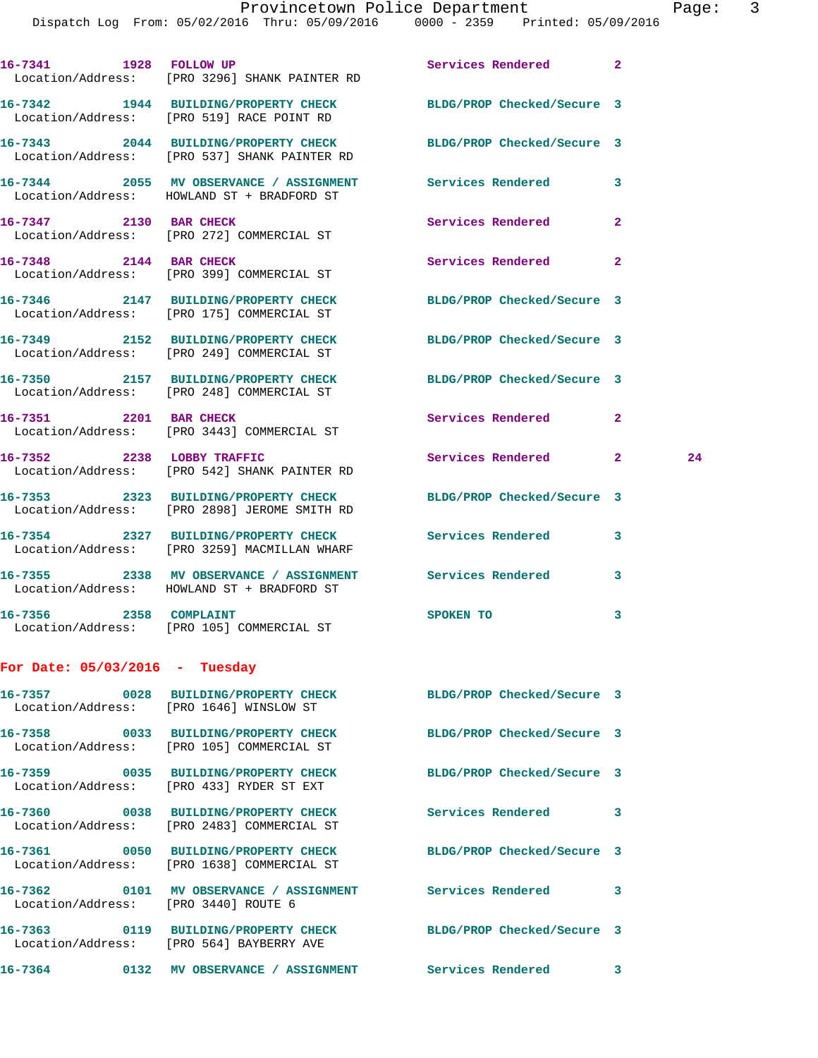16-7341 1928 FOLLOW UP Services Rendered 2
Location/Address: [PRO 3296] SHANK PAINTER RD

16-7342 1944 BUILDING/PROPERTY CHECK BLDG/PROP Checked/Secure 3
Location/Address: [PRO 519] RACE POINT RD

16-7343 2044 BUILDING/PROPERTY CHECK BLDG/PROP Checked/Secure 3
Location/Address: [PRO 537] SHANK PAINTER RD

16-7344 2055 MV OBSERVANCE / ASSIGNMENT Services Rendered 3
Location/Address: HOWLAND ST + BRADFORD ST

16-7347 2130 BAR CHECK Services Rendered 2
Location/Address: [PRO 272] COMMERCIAL ST

16-7348 2144 BAR CHECK Services Rendered 2
Location/Address: [PRO 399] COMMERCIAL ST

16-7346 2147 BUILDING/PROPERTY CHECK BLDG/PROP Checked/Secure 3
Location/Address: [PRO 175] COMMERCIAL ST

16-7349 2152 BUILDING/PROPERTY CHECK BLDG/PROP Checked/Secure 3
Location/Address: [PRO 249] COMMERCIAL ST

16-7350 2157 BUILDING/PROPERTY CHECK BLDG/PROP Checked/Secure 3
Location/Address: [PRO 248] COMMERCIAL ST

16-7351 2201 BAR CHECK Services Rendered 2
Location/Address: [PRO 3443] COMMERCIAL ST

16-7352 2238 LOBBY TRAFFIC Services Rendered 2 24
Location/Address: [PRO 542] SHANK PAINTER RD

16-7353 2323 BUILDING/PROPERTY CHECK BLDG/PROP Checked/Secure 3
Location/Address: [PRO 2898] JEROME SMITH RD

16-7354 2327 BUILDING/PROPERTY CHECK Services Rendered 3
Location/Address: [PRO 3259] MACMILLAN WHARF

16-7355 2338 MV OBSERVANCE / ASSIGNMENT Services Rendered 3
Location/Address: HOWLAND ST + BRADFORD ST

16-7356 2358 COMPLAINT SPOKEN TO 3
Location/Address: [PRO 105] COMMERCIAL ST

## For Date: 05/03/2016 - Tuesday

16-7357 0028 BUILDING/PROPERTY CHECK BLDG/PROP Checked/Secure 3
Location/Address: [PRO 1646] WINSLOW ST

16-7358 0033 BUILDING/PROPERTY CHECK BLDG/PROP Checked/Secure 3
Location/Address: [PRO 105] COMMERCIAL ST

16-7359 0035 BUILDING/PROPERTY CHECK BLDG/PROP Checked/Secure 3
Location/Address: [PRO 433] RYDER ST EXT

16-7360 0038 BUILDING/PROPERTY CHECK Services Rendered 3
Location/Address: [PRO 2483] COMMERCIAL ST

16-7361 0050 BUILDING/PROPERTY CHECK BLDG/PROP Checked/Secure 3
Location/Address: [PRO 1638] COMMERCIAL ST

16-7362 0101 MV OBSERVANCE / ASSIGNMENT Services Rendered 3
Location/Address: [PRO 3440] ROUTE 6

16-7363 0119 BUILDING/PROPERTY CHECK BLDG/PROP Checked/Secure 3
Location/Address: [PRO 564] BAYBERRY AVE

16-7364 0132 MV OBSERVANCE / ASSIGNMENT Services Rendered 3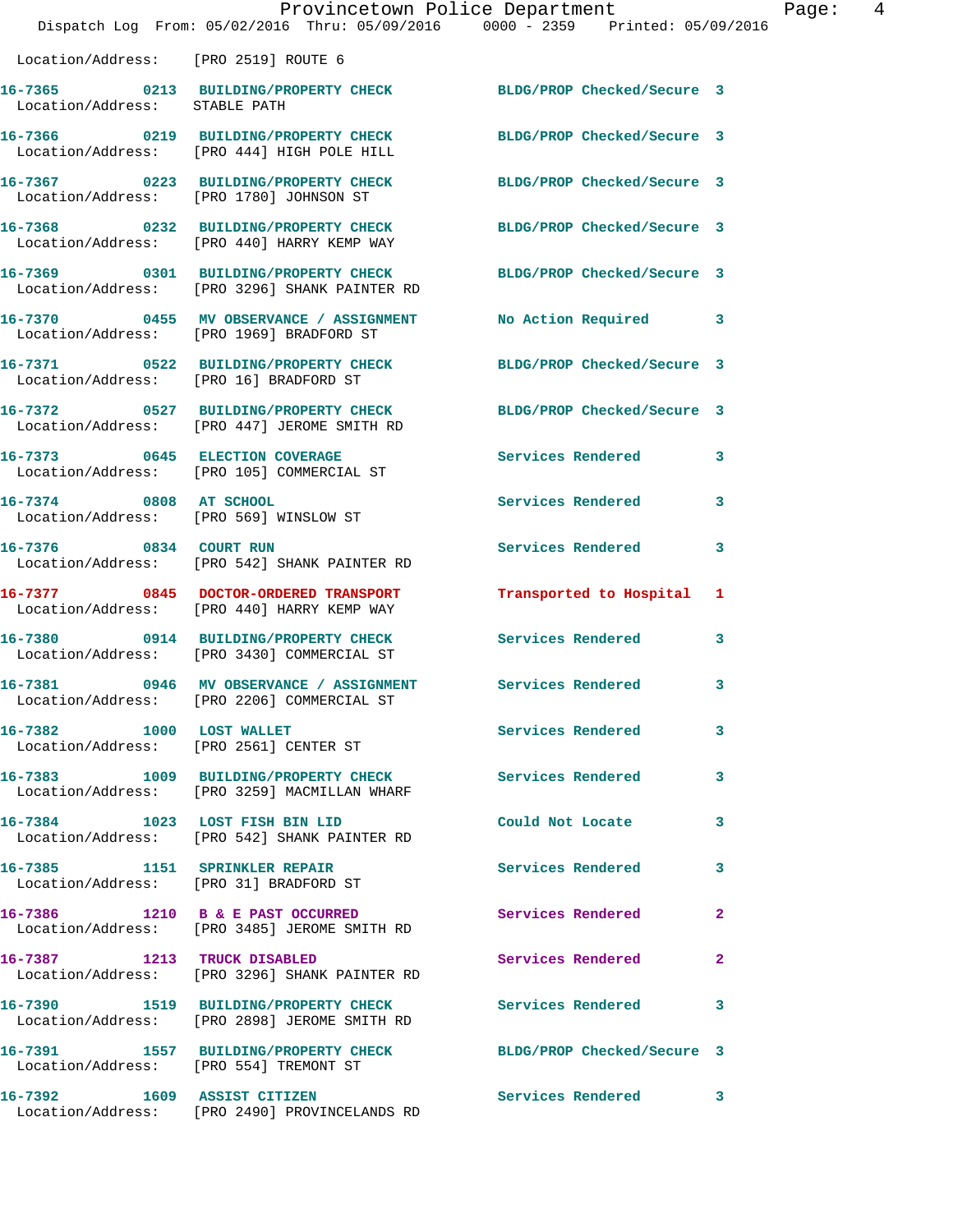Location/Address: [PRO 2519] ROUTE 6

| Call # | Time | Call Type | Disposition | Priority |
|---|---|---|---|---|
| 16-7365 | 0213 | BUILDING/PROPERTY CHECK | BLDG/PROP Checked/Secure | 3 |
| | | Location/Address: STABLE PATH | | |
| 16-7366 | 0219 | BUILDING/PROPERTY CHECK | BLDG/PROP Checked/Secure | 3 |
| | | Location/Address: [PRO 444] HIGH POLE HILL | | |
| 16-7367 | 0223 | BUILDING/PROPERTY CHECK | BLDG/PROP Checked/Secure | 3 |
| | | Location/Address: [PRO 1780] JOHNSON ST | | |
| 16-7368 | 0232 | BUILDING/PROPERTY CHECK | BLDG/PROP Checked/Secure | 3 |
| | | Location/Address: [PRO 440] HARRY KEMP WAY | | |
| 16-7369 | 0301 | BUILDING/PROPERTY CHECK | BLDG/PROP Checked/Secure | 3 |
| | | Location/Address: [PRO 3296] SHANK PAINTER RD | | |
| 16-7370 | 0455 | MV OBSERVANCE / ASSIGNMENT | No Action Required | 3 |
| | | Location/Address: [PRO 1969] BRADFORD ST | | |
| 16-7371 | 0522 | BUILDING/PROPERTY CHECK | BLDG/PROP Checked/Secure | 3 |
| | | Location/Address: [PRO 16] BRADFORD ST | | |
| 16-7372 | 0527 | BUILDING/PROPERTY CHECK | BLDG/PROP Checked/Secure | 3 |
| | | Location/Address: [PRO 447] JEROME SMITH RD | | |
| 16-7373 | 0645 | ELECTION COVERAGE | Services Rendered | 3 |
| | | Location/Address: [PRO 105] COMMERCIAL ST | | |
| 16-7374 | 0808 | AT SCHOOL | Services Rendered | 3 |
| | | Location/Address: [PRO 569] WINSLOW ST | | |
| 16-7376 | 0834 | COURT RUN | Services Rendered | 3 |
| | | Location/Address: [PRO 542] SHANK PAINTER RD | | |
| 16-7377 | 0845 | DOCTOR-ORDERED TRANSPORT | Transported to Hospital | 1 |
| | | Location/Address: [PRO 440] HARRY KEMP WAY | | |
| 16-7380 | 0914 | BUILDING/PROPERTY CHECK | Services Rendered | 3 |
| | | Location/Address: [PRO 3430] COMMERCIAL ST | | |
| 16-7381 | 0946 | MV OBSERVANCE / ASSIGNMENT | Services Rendered | 3 |
| | | Location/Address: [PRO 2206] COMMERCIAL ST | | |
| 16-7382 | 1000 | LOST WALLET | Services Rendered | 3 |
| | | Location/Address: [PRO 2561] CENTER ST | | |
| 16-7383 | 1009 | BUILDING/PROPERTY CHECK | Services Rendered | 3 |
| | | Location/Address: [PRO 3259] MACMILLAN WHARF | | |
| 16-7384 | 1023 | LOST FISH BIN LID | Could Not Locate | 3 |
| | | Location/Address: [PRO 542] SHANK PAINTER RD | | |
| 16-7385 | 1151 | SPRINKLER REPAIR | Services Rendered | 3 |
| | | Location/Address: [PRO 31] BRADFORD ST | | |
| 16-7386 | 1210 | B & E PAST OCCURRED | Services Rendered | 2 |
| | | Location/Address: [PRO 3485] JEROME SMITH RD | | |
| 16-7387 | 1213 | TRUCK DISABLED | Services Rendered | 2 |
| | | Location/Address: [PRO 3296] SHANK PAINTER RD | | |
| 16-7390 | 1519 | BUILDING/PROPERTY CHECK | Services Rendered | 3 |
| | | Location/Address: [PRO 2898] JEROME SMITH RD | | |
| 16-7391 | 1557 | BUILDING/PROPERTY CHECK | BLDG/PROP Checked/Secure | 3 |
| | | Location/Address: [PRO 554] TREMONT ST | | |
| 16-7392 | 1609 | ASSIST CITIZEN | Services Rendered | 3 |
| | | Location/Address: [PRO 2490] PROVINCELANDS RD | | |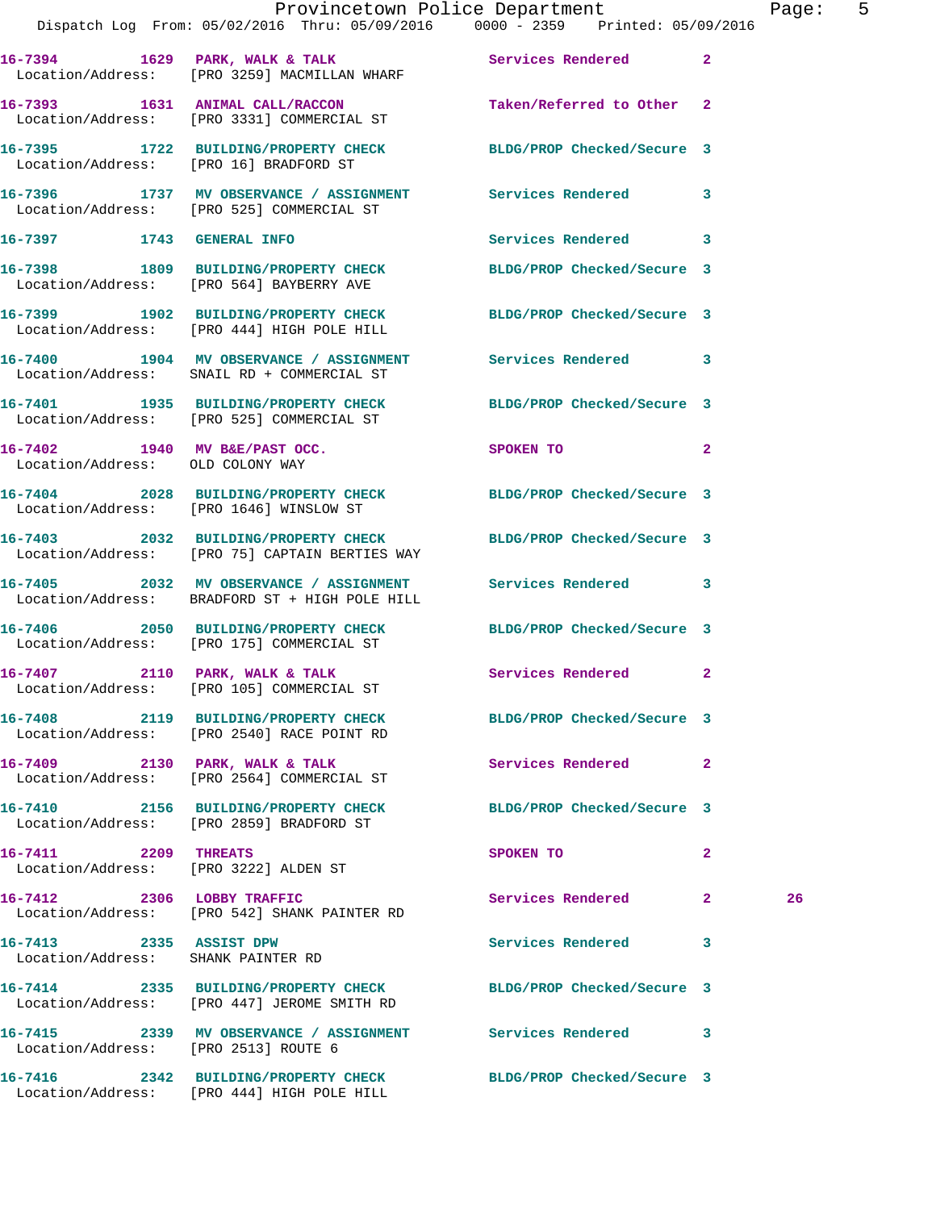16-7394 1629 PARK, WALK & TALK Services Rendered 2
Location/Address: [PRO 3259] MACMILLAN WHARF

16-7393 1631 ANIMAL CALL/RACCON Taken/Referred to Other 2
Location/Address: [PRO 3331] COMMERCIAL ST

16-7395 1722 BUILDING/PROPERTY CHECK BLDG/PROP Checked/Secure 3
Location/Address: [PRO 16] BRADFORD ST

16-7396 1737 MV OBSERVANCE / ASSIGNMENT Services Rendered 3
Location/Address: [PRO 525] COMMERCIAL ST

16-7397 1743 GENERAL INFO Services Rendered 3

16-7398 1809 BUILDING/PROPERTY CHECK BLDG/PROP Checked/Secure 3
Location/Address: [PRO 564] BAYBERRY AVE

16-7399 1902 BUILDING/PROPERTY CHECK BLDG/PROP Checked/Secure 3
Location/Address: [PRO 444] HIGH POLE HILL

16-7400 1904 MV OBSERVANCE / ASSIGNMENT Services Rendered 3
Location/Address: SNAIL RD + COMMERCIAL ST

16-7401 1935 BUILDING/PROPERTY CHECK BLDG/PROP Checked/Secure 3
Location/Address: [PRO 525] COMMERCIAL ST

16-7402 1940 MV B&E/PAST OCC. SPOKEN TO 2
Location/Address: OLD COLONY WAY

16-7404 2028 BUILDING/PROPERTY CHECK BLDG/PROP Checked/Secure 3
Location/Address: [PRO 1646] WINSLOW ST

16-7403 2032 BUILDING/PROPERTY CHECK BLDG/PROP Checked/Secure 3
Location/Address: [PRO 75] CAPTAIN BERTIES WAY

16-7405 2032 MV OBSERVANCE / ASSIGNMENT Services Rendered 3
Location/Address: BRADFORD ST + HIGH POLE HILL

16-7406 2050 BUILDING/PROPERTY CHECK BLDG/PROP Checked/Secure 3
Location/Address: [PRO 175] COMMERCIAL ST

16-7407 2110 PARK, WALK & TALK Services Rendered 2
Location/Address: [PRO 105] COMMERCIAL ST

16-7408 2119 BUILDING/PROPERTY CHECK BLDG/PROP Checked/Secure 3
Location/Address: [PRO 2540] RACE POINT RD

16-7409 2130 PARK, WALK & TALK Services Rendered 2
Location/Address: [PRO 2564] COMMERCIAL ST

16-7410 2156 BUILDING/PROPERTY CHECK BLDG/PROP Checked/Secure 3
Location/Address: [PRO 2859] BRADFORD ST

16-7411 2209 THREATS SPOKEN TO 2
Location/Address: [PRO 3222] ALDEN ST

16-7412 2306 LOBBY TRAFFIC Services Rendered 2 26
Location/Address: [PRO 542] SHANK PAINTER RD

16-7413 2335 ASSIST DPW Services Rendered 3
Location/Address: SHANK PAINTER RD

16-7414 2335 BUILDING/PROPERTY CHECK BLDG/PROP Checked/Secure 3
Location/Address: [PRO 447] JEROME SMITH RD

16-7415 2339 MV OBSERVANCE / ASSIGNMENT Services Rendered 3
Location/Address: [PRO 2513] ROUTE 6

16-7416 2342 BUILDING/PROPERTY CHECK BLDG/PROP Checked/Secure 3
Location/Address: [PRO 444] HIGH POLE HILL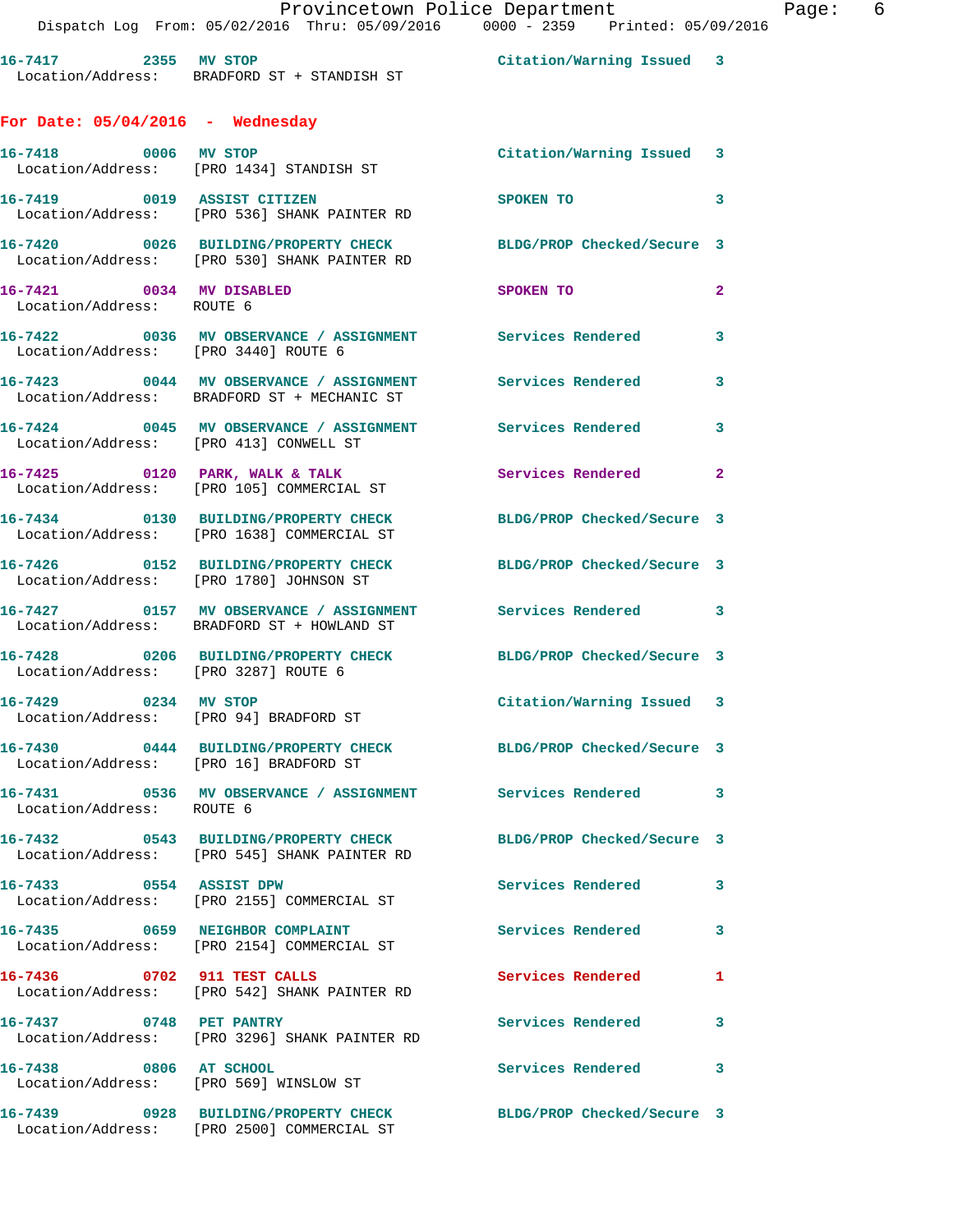16-7417 2355 MV STOP Citation/Warning Issued 3
Location/Address: BRADFORD ST + STANDISH ST

**For Date: 05/04/2016 - Wednesday**

16-7418 0006 MV STOP Citation/Warning Issued 3
Location/Address: [PRO 1434] STANDISH ST

16-7419 0019 ASSIST CITIZEN SPOKEN TO 3
Location/Address: [PRO 536] SHANK PAINTER RD

16-7420 0026 BUILDING/PROPERTY CHECK BLDG/PROP Checked/Secure 3
Location/Address: [PRO 530] SHANK PAINTER RD

16-7421 0034 MV DISABLED SPOKEN TO 2
Location/Address: ROUTE 6

16-7422 0036 MV OBSERVANCE / ASSIGNMENT Services Rendered 3
Location/Address: [PRO 3440] ROUTE 6

16-7423 0044 MV OBSERVANCE / ASSIGNMENT Services Rendered 3
Location/Address: BRADFORD ST + MECHANIC ST

16-7424 0045 MV OBSERVANCE / ASSIGNMENT Services Rendered 3
Location/Address: [PRO 413] CONWELL ST

16-7425 0120 PARK, WALK & TALK Services Rendered 2
Location/Address: [PRO 105] COMMERCIAL ST

16-7434 0130 BUILDING/PROPERTY CHECK BLDG/PROP Checked/Secure 3
Location/Address: [PRO 1638] COMMERCIAL ST

16-7426 0152 BUILDING/PROPERTY CHECK BLDG/PROP Checked/Secure 3
Location/Address: [PRO 1780] JOHNSON ST

16-7427 0157 MV OBSERVANCE / ASSIGNMENT Services Rendered 3
Location/Address: BRADFORD ST + HOWLAND ST

16-7428 0206 BUILDING/PROPERTY CHECK BLDG/PROP Checked/Secure 3
Location/Address: [PRO 3287] ROUTE 6

16-7429 0234 MV STOP Citation/Warning Issued 3
Location/Address: [PRO 94] BRADFORD ST

16-7430 0444 BUILDING/PROPERTY CHECK BLDG/PROP Checked/Secure 3
Location/Address: [PRO 16] BRADFORD ST

16-7431 0536 MV OBSERVANCE / ASSIGNMENT Services Rendered 3
Location/Address: ROUTE 6

16-7432 0543 BUILDING/PROPERTY CHECK BLDG/PROP Checked/Secure 3
Location/Address: [PRO 545] SHANK PAINTER RD

16-7433 0554 ASSIST DPW Services Rendered 3
Location/Address: [PRO 2155] COMMERCIAL ST

16-7435 0659 NEIGHBOR COMPLAINT Services Rendered 3
Location/Address: [PRO 2154] COMMERCIAL ST

16-7436 0702 911 TEST CALLS Services Rendered 1
Location/Address: [PRO 542] SHANK PAINTER RD

16-7437 0748 PET PANTRY Services Rendered 3
Location/Address: [PRO 3296] SHANK PAINTER RD

16-7438 0806 AT SCHOOL Services Rendered 3
Location/Address: [PRO 569] WINSLOW ST

16-7439 0928 BUILDING/PROPERTY CHECK BLDG/PROP Checked/Secure 3
Location/Address: [PRO 2500] COMMERCIAL ST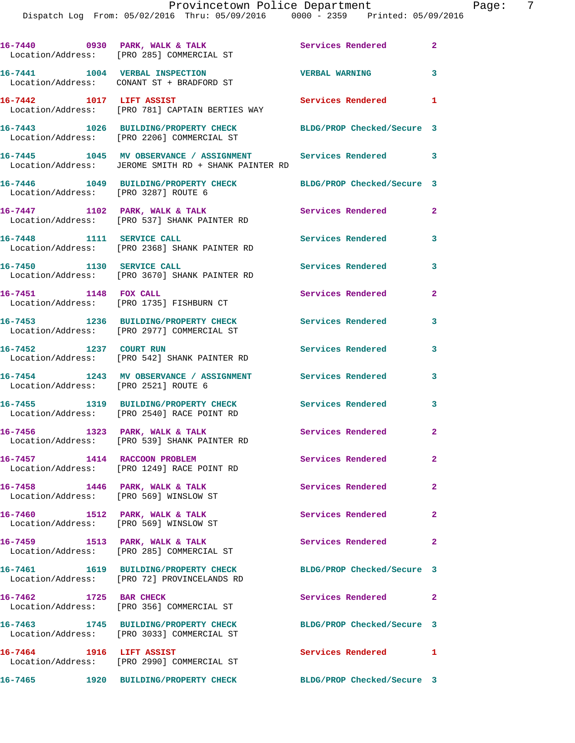16-7440 0930 PARK, WALK & TALK Services Rendered 2
Location/Address: [PRO 285] COMMERCIAL ST

16-7441 1004 VERBAL INSPECTION VERBAL WARNING 3
Location/Address: CONANT ST + BRADFORD ST

16-7442 1017 LIFT ASSIST Services Rendered 1
Location/Address: [PRO 781] CAPTAIN BERTIES WAY

16-7443 1026 BUILDING/PROPERTY CHECK BLDG/PROP Checked/Secure 3
Location/Address: [PRO 2206] COMMERCIAL ST

16-7445 1045 MV OBSERVANCE / ASSIGNMENT Services Rendered 3
Location/Address: JEROME SMITH RD + SHANK PAINTER RD

16-7446 1049 BUILDING/PROPERTY CHECK BLDG/PROP Checked/Secure 3
Location/Address: [PRO 3287] ROUTE 6

16-7447 1102 PARK, WALK & TALK Services Rendered 2
Location/Address: [PRO 537] SHANK PAINTER RD

16-7448 1111 SERVICE CALL Services Rendered 3
Location/Address: [PRO 2368] SHANK PAINTER RD

16-7450 1130 SERVICE CALL Services Rendered 3
Location/Address: [PRO 3670] SHANK PAINTER RD

16-7451 1148 FOX CALL Services Rendered 2
Location/Address: [PRO 1735] FISHBURN CT

16-7453 1236 BUILDING/PROPERTY CHECK Services Rendered 3
Location/Address: [PRO 2977] COMMERCIAL ST

16-7452 1237 COURT RUN Services Rendered 3
Location/Address: [PRO 542] SHANK PAINTER RD

16-7454 1243 MV OBSERVANCE / ASSIGNMENT Services Rendered 3
Location/Address: [PRO 2521] ROUTE 6

16-7455 1319 BUILDING/PROPERTY CHECK Services Rendered 3
Location/Address: [PRO 2540] RACE POINT RD

16-7456 1323 PARK, WALK & TALK Services Rendered 2
Location/Address: [PRO 539] SHANK PAINTER RD

16-7457 1414 RACCOON PROBLEM Services Rendered 2
Location/Address: [PRO 1249] RACE POINT RD

16-7458 1446 PARK, WALK & TALK Services Rendered 2
Location/Address: [PRO 569] WINSLOW ST

16-7460 1512 PARK, WALK & TALK Services Rendered 2
Location/Address: [PRO 569] WINSLOW ST

16-7459 1513 PARK, WALK & TALK Services Rendered 2
Location/Address: [PRO 285] COMMERCIAL ST

16-7461 1619 BUILDING/PROPERTY CHECK BLDG/PROP Checked/Secure 3
Location/Address: [PRO 72] PROVINCELANDS RD

16-7462 1725 BAR CHECK Services Rendered 2
Location/Address: [PRO 356] COMMERCIAL ST

16-7463 1745 BUILDING/PROPERTY CHECK BLDG/PROP Checked/Secure 3
Location/Address: [PRO 3033] COMMERCIAL ST

16-7464 1916 LIFT ASSIST Services Rendered 1
Location/Address: [PRO 2990] COMMERCIAL ST

16-7465 1920 BUILDING/PROPERTY CHECK BLDG/PROP Checked/Secure 3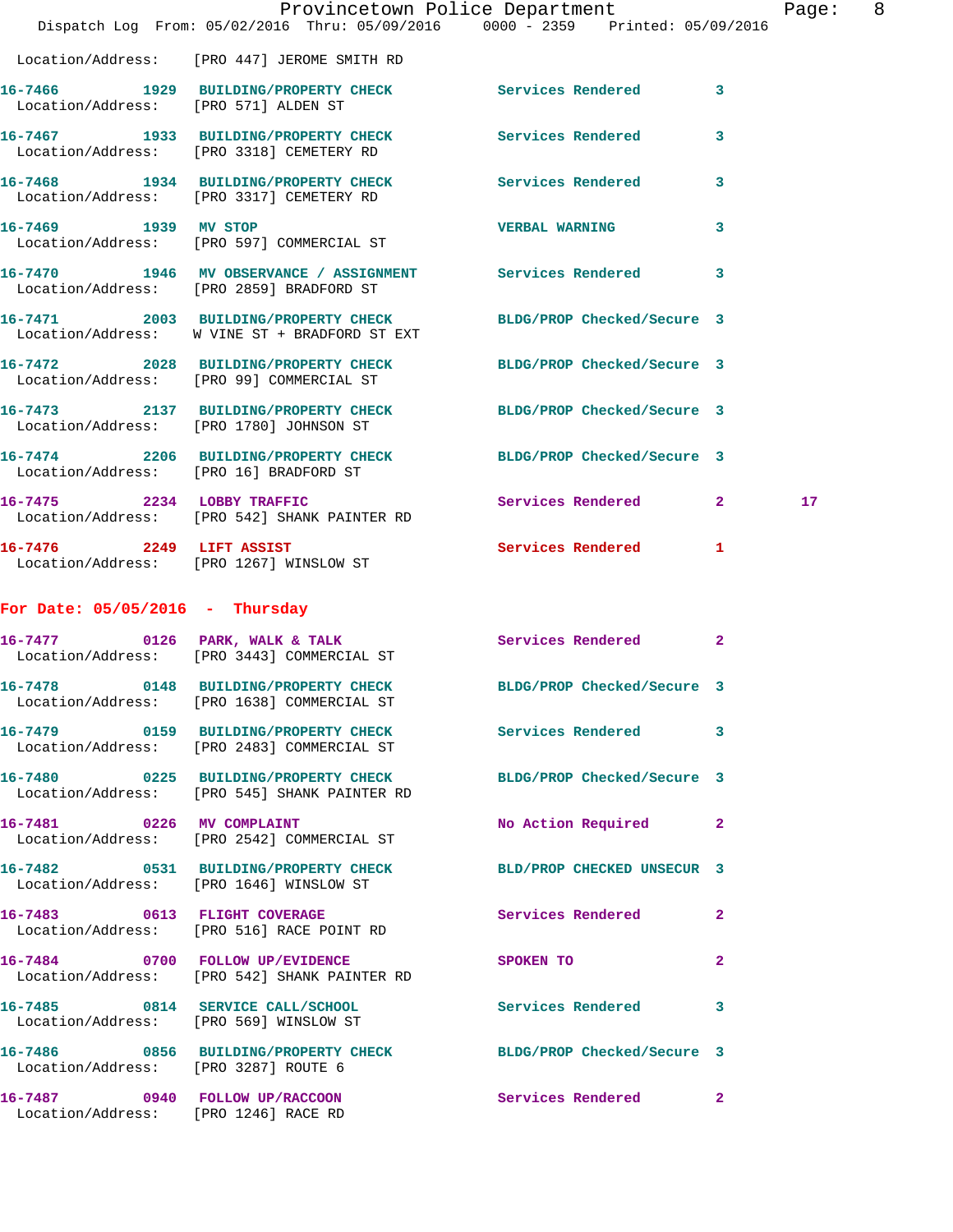Location/Address: [PRO 447] JEROME SMITH RD

16-7466 1929 BUILDING/PROPERTY CHECK Services Rendered 3
Location/Address: [PRO 571] ALDEN ST

16-7467 1933 BUILDING/PROPERTY CHECK Services Rendered 3
Location/Address: [PRO 3318] CEMETERY RD

16-7468 1934 BUILDING/PROPERTY CHECK Services Rendered 3
Location/Address: [PRO 3317] CEMETERY RD

16-7469 1939 MV STOP VERBAL WARNING 3
Location/Address: [PRO 597] COMMERCIAL ST

16-7470 1946 MV OBSERVANCE / ASSIGNMENT Services Rendered 3
Location/Address: [PRO 2859] BRADFORD ST

16-7471 2003 BUILDING/PROPERTY CHECK BLDG/PROP Checked/Secure 3
Location/Address: W VINE ST + BRADFORD ST EXT

16-7472 2028 BUILDING/PROPERTY CHECK BLDG/PROP Checked/Secure 3
Location/Address: [PRO 99] COMMERCIAL ST

16-7473 2137 BUILDING/PROPERTY CHECK BLDG/PROP Checked/Secure 3
Location/Address: [PRO 1780] JOHNSON ST

16-7474 2206 BUILDING/PROPERTY CHECK BLDG/PROP Checked/Secure 3
Location/Address: [PRO 16] BRADFORD ST

16-7475 2234 LOBBY TRAFFIC Services Rendered 2 17
Location/Address: [PRO 542] SHANK PAINTER RD

16-7476 2249 LIFT ASSIST Services Rendered 1
Location/Address: [PRO 1267] WINSLOW ST

## For Date: 05/05/2016 - Thursday

16-7477 0126 PARK, WALK & TALK Services Rendered 2
Location/Address: [PRO 3443] COMMERCIAL ST

16-7478 0148 BUILDING/PROPERTY CHECK BLDG/PROP Checked/Secure 3
Location/Address: [PRO 1638] COMMERCIAL ST

16-7479 0159 BUILDING/PROPERTY CHECK Services Rendered 3
Location/Address: [PRO 2483] COMMERCIAL ST

16-7480 0225 BUILDING/PROPERTY CHECK BLDG/PROP Checked/Secure 3
Location/Address: [PRO 545] SHANK PAINTER RD

16-7481 0226 MV COMPLAINT No Action Required 2
Location/Address: [PRO 2542] COMMERCIAL ST

16-7482 0531 BUILDING/PROPERTY CHECK BLD/PROP CHECKED UNSECUR 3
Location/Address: [PRO 1646] WINSLOW ST

16-7483 0613 FLIGHT COVERAGE Services Rendered 2
Location/Address: [PRO 516] RACE POINT RD

16-7484 0700 FOLLOW UP/EVIDENCE SPOKEN TO 2
Location/Address: [PRO 542] SHANK PAINTER RD

16-7485 0814 SERVICE CALL/SCHOOL Services Rendered 3
Location/Address: [PRO 569] WINSLOW ST

16-7486 0856 BUILDING/PROPERTY CHECK BLDG/PROP Checked/Secure 3
Location/Address: [PRO 3287] ROUTE 6

16-7487 0940 FOLLOW UP/RACCOON Services Rendered 2
Location/Address: [PRO 1246] RACE RD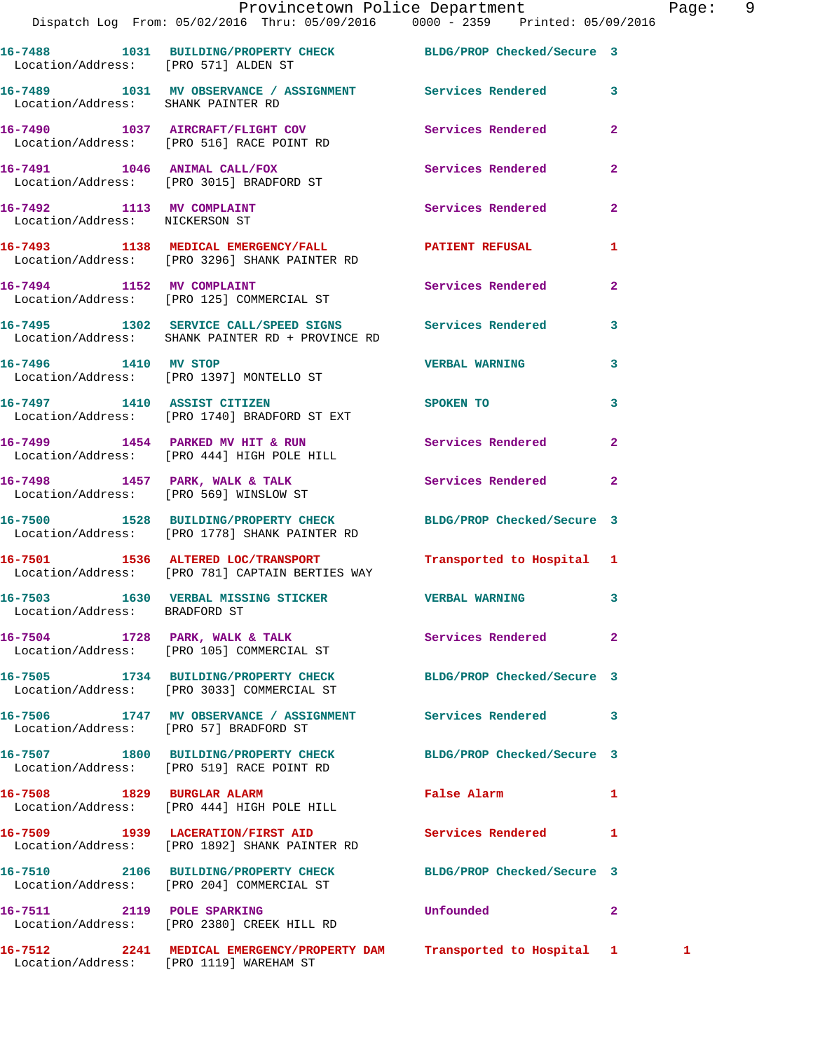16-7488 1031 BUILDING/PROPERTY CHECK BLDG/PROP Checked/Secure 3
Location/Address: [PRO 571] ALDEN ST

16-7489 1031 MV OBSERVANCE / ASSIGNMENT Services Rendered 3
Location/Address: SHANK PAINTER RD

16-7490 1037 AIRCRAFT/FLIGHT COV Services Rendered 2
Location/Address: [PRO 516] RACE POINT RD

16-7491 1046 ANIMAL CALL/FOX Services Rendered 2
Location/Address: [PRO 3015] BRADFORD ST

16-7492 1113 MV COMPLAINT Services Rendered 2
Location/Address: NICKERSON ST

16-7493 1138 MEDICAL EMERGENCY/FALL PATIENT REFUSAL 1
Location/Address: [PRO 3296] SHANK PAINTER RD

16-7494 1152 MV COMPLAINT Services Rendered 2
Location/Address: [PRO 125] COMMERCIAL ST

16-7495 1302 SERVICE CALL/SPEED SIGNS Services Rendered 3
Location/Address: SHANK PAINTER RD + PROVINCE RD

16-7496 1410 MV STOP VERBAL WARNING 3
Location/Address: [PRO 1397] MONTELLO ST

16-7497 1410 ASSIST CITIZEN SPOKEN TO 3
Location/Address: [PRO 1740] BRADFORD ST EXT

16-7499 1454 PARKED MV HIT & RUN Services Rendered 2
Location/Address: [PRO 444] HIGH POLE HILL

16-7498 1457 PARK, WALK & TALK Services Rendered 2
Location/Address: [PRO 569] WINSLOW ST

16-7500 1528 BUILDING/PROPERTY CHECK BLDG/PROP Checked/Secure 3
Location/Address: [PRO 1778] SHANK PAINTER RD

16-7501 1536 ALTERED LOC/TRANSPORT Transported to Hospital 1
Location/Address: [PRO 781] CAPTAIN BERTIES WAY

16-7503 1630 VERBAL MISSING STICKER VERBAL WARNING 3
Location/Address: BRADFORD ST

16-7504 1728 PARK, WALK & TALK Services Rendered 2
Location/Address: [PRO 105] COMMERCIAL ST

16-7505 1734 BUILDING/PROPERTY CHECK BLDG/PROP Checked/Secure 3
Location/Address: [PRO 3033] COMMERCIAL ST

16-7506 1747 MV OBSERVANCE / ASSIGNMENT Services Rendered 3
Location/Address: [PRO 57] BRADFORD ST

16-7507 1800 BUILDING/PROPERTY CHECK BLDG/PROP Checked/Secure 3
Location/Address: [PRO 519] RACE POINT RD

16-7508 1829 BURGLAR ALARM False Alarm 1
Location/Address: [PRO 444] HIGH POLE HILL

16-7509 1939 LACERATION/FIRST AID Services Rendered 1
Location/Address: [PRO 1892] SHANK PAINTER RD

16-7510 2106 BUILDING/PROPERTY CHECK BLDG/PROP Checked/Secure 3
Location/Address: [PRO 204] COMMERCIAL ST

16-7511 2119 POLE SPARKING Unfounded 2
Location/Address: [PRO 2380] CREEK HILL RD

16-7512 2241 MEDICAL EMERGENCY/PROPERTY DAM Transported to Hospital 1 1
Location/Address: [PRO 1119] WAREHAM ST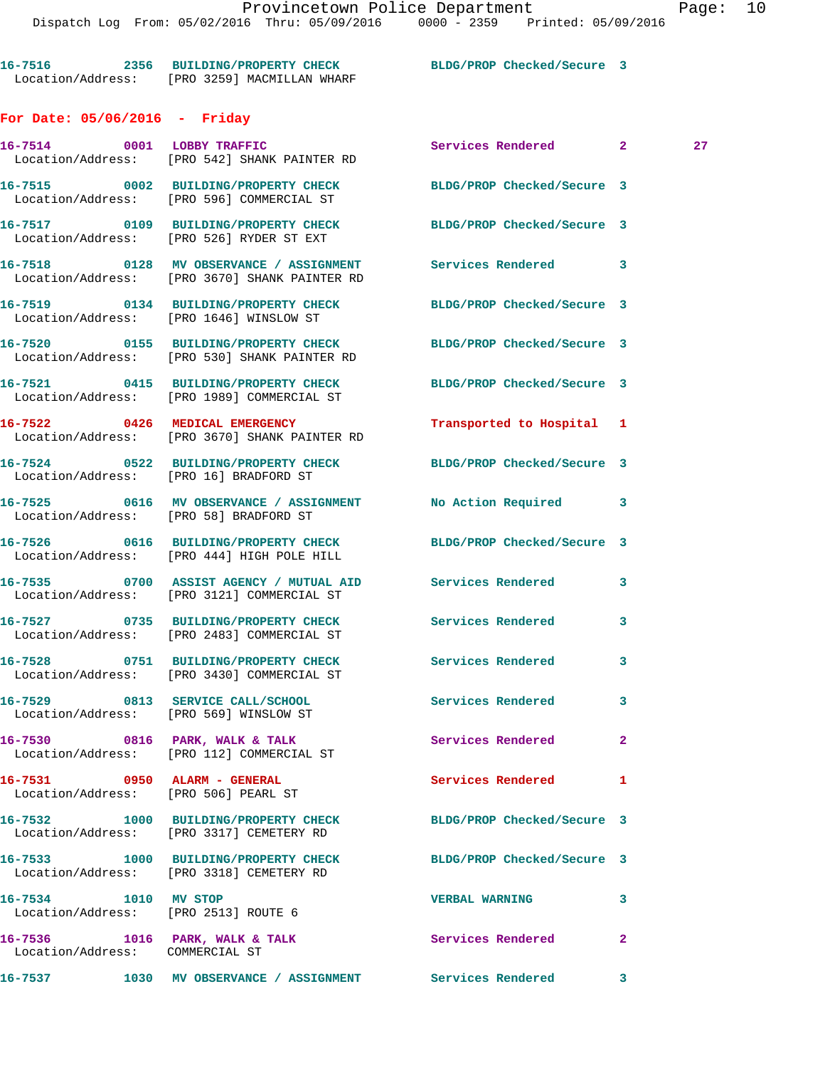16-7516 2356 BUILDING/PROPERTY CHECK BLDG/PROP Checked/Secure 3
Location/Address: [PRO 3259] MACMILLAN WHARF

**For Date: 05/06/2016 - Friday**

16-7514 0001 LOBBY TRAFFIC Services Rendered 2 27
Location/Address: [PRO 542] SHANK PAINTER RD

16-7515 0002 BUILDING/PROPERTY CHECK BLDG/PROP Checked/Secure 3
Location/Address: [PRO 596] COMMERCIAL ST

16-7517 0109 BUILDING/PROPERTY CHECK BLDG/PROP Checked/Secure 3
Location/Address: [PRO 526] RYDER ST EXT

16-7518 0128 MV OBSERVANCE / ASSIGNMENT Services Rendered 3
Location/Address: [PRO 3670] SHANK PAINTER RD

16-7519 0134 BUILDING/PROPERTY CHECK BLDG/PROP Checked/Secure 3
Location/Address: [PRO 1646] WINSLOW ST

16-7520 0155 BUILDING/PROPERTY CHECK BLDG/PROP Checked/Secure 3
Location/Address: [PRO 530] SHANK PAINTER RD

16-7521 0415 BUILDING/PROPERTY CHECK BLDG/PROP Checked/Secure 3
Location/Address: [PRO 1989] COMMERCIAL ST

16-7522 0426 MEDICAL EMERGENCY Transported to Hospital 1
Location/Address: [PRO 3670] SHANK PAINTER RD

16-7524 0522 BUILDING/PROPERTY CHECK BLDG/PROP Checked/Secure 3
Location/Address: [PRO 16] BRADFORD ST

16-7525 0616 MV OBSERVANCE / ASSIGNMENT No Action Required 3
Location/Address: [PRO 58] BRADFORD ST

16-7526 0616 BUILDING/PROPERTY CHECK BLDG/PROP Checked/Secure 3
Location/Address: [PRO 444] HIGH POLE HILL

16-7535 0700 ASSIST AGENCY / MUTUAL AID Services Rendered 3
Location/Address: [PRO 3121] COMMERCIAL ST

16-7527 0735 BUILDING/PROPERTY CHECK Services Rendered 3
Location/Address: [PRO 2483] COMMERCIAL ST

16-7528 0751 BUILDING/PROPERTY CHECK Services Rendered 3
Location/Address: [PRO 3430] COMMERCIAL ST

16-7529 0813 SERVICE CALL/SCHOOL Services Rendered 3
Location/Address: [PRO 569] WINSLOW ST

16-7530 0816 PARK, WALK & TALK Services Rendered 2
Location/Address: [PRO 112] COMMERCIAL ST

16-7531 0950 ALARM - GENERAL Services Rendered 1
Location/Address: [PRO 506] PEARL ST

16-7532 1000 BUILDING/PROPERTY CHECK BLDG/PROP Checked/Secure 3
Location/Address: [PRO 3317] CEMETERY RD

16-7533 1000 BUILDING/PROPERTY CHECK BLDG/PROP Checked/Secure 3
Location/Address: [PRO 3318] CEMETERY RD

16-7534 1010 MV STOP VERBAL WARNING 3
Location/Address: [PRO 2513] ROUTE 6

16-7536 1016 PARK, WALK & TALK Services Rendered 2
Location/Address: COMMERCIAL ST

16-7537 1030 MV OBSERVANCE / ASSIGNMENT Services Rendered 3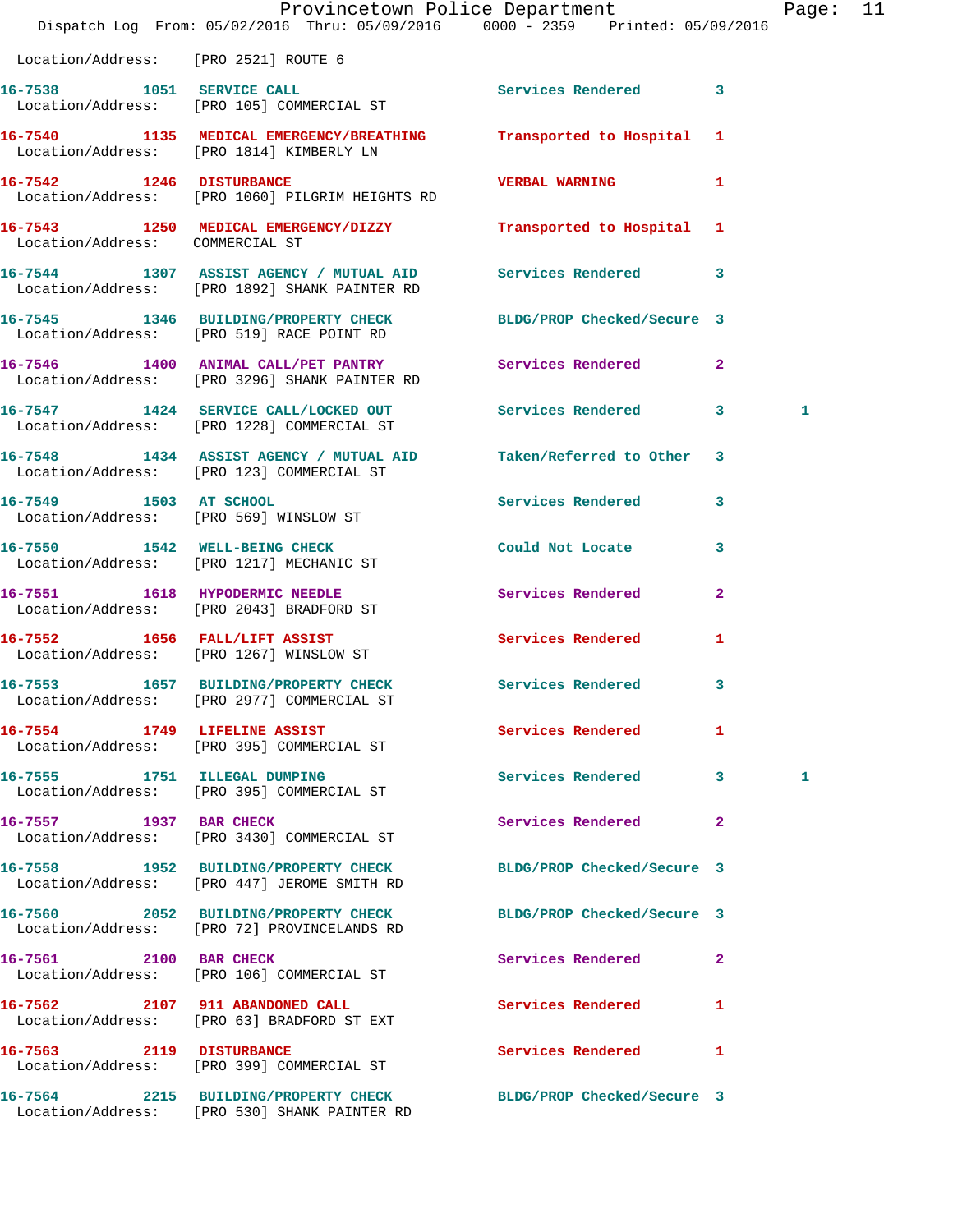Location/Address: [PRO 2521] ROUTE 6

16-7538 1051 SERVICE CALL Services Rendered 3
Location/Address: [PRO 105] COMMERCIAL ST

16-7540 1135 MEDICAL EMERGENCY/BREATHING Transported to Hospital 1
Location/Address: [PRO 1814] KIMBERLY LN

16-7542 1246 DISTURBANCE VERBAL WARNING 1
Location/Address: [PRO 1060] PILGRIM HEIGHTS RD

16-7543 1250 MEDICAL EMERGENCY/DIZZY Transported to Hospital 1
Location/Address: COMMERCIAL ST

16-7544 1307 ASSIST AGENCY / MUTUAL AID Services Rendered 3
Location/Address: [PRO 1892] SHANK PAINTER RD

16-7545 1346 BUILDING/PROPERTY CHECK BLDG/PROP Checked/Secure 3
Location/Address: [PRO 519] RACE POINT RD

16-7546 1400 ANIMAL CALL/PET PANTRY Services Rendered 2
Location/Address: [PRO 3296] SHANK PAINTER RD

16-7547 1424 SERVICE CALL/LOCKED OUT Services Rendered 3 1
Location/Address: [PRO 1228] COMMERCIAL ST

16-7548 1434 ASSIST AGENCY / MUTUAL AID Taken/Referred to Other 3
Location/Address: [PRO 123] COMMERCIAL ST

16-7549 1503 AT SCHOOL Services Rendered 3
Location/Address: [PRO 569] WINSLOW ST

16-7550 1542 WELL-BEING CHECK Could Not Locate 3
Location/Address: [PRO 1217] MECHANIC ST

16-7551 1618 HYPODERMIC NEEDLE Services Rendered 2
Location/Address: [PRO 2043] BRADFORD ST

16-7552 1656 FALL/LIFT ASSIST Services Rendered 1
Location/Address: [PRO 1267] WINSLOW ST

16-7553 1657 BUILDING/PROPERTY CHECK Services Rendered 3
Location/Address: [PRO 2977] COMMERCIAL ST

16-7554 1749 LIFELINE ASSIST Services Rendered 1
Location/Address: [PRO 395] COMMERCIAL ST

16-7555 1751 ILLEGAL DUMPING Services Rendered 3 1
Location/Address: [PRO 395] COMMERCIAL ST

16-7557 1937 BAR CHECK Services Rendered 2
Location/Address: [PRO 3430] COMMERCIAL ST

16-7558 1952 BUILDING/PROPERTY CHECK BLDG/PROP Checked/Secure 3
Location/Address: [PRO 447] JEROME SMITH RD

16-7560 2052 BUILDING/PROPERTY CHECK BLDG/PROP Checked/Secure 3
Location/Address: [PRO 72] PROVINCELANDS RD

16-7561 2100 BAR CHECK Services Rendered 2
Location/Address: [PRO 106] COMMERCIAL ST

16-7562 2107 911 ABANDONED CALL Services Rendered 1
Location/Address: [PRO 63] BRADFORD ST EXT

16-7563 2119 DISTURBANCE Services Rendered 1
Location/Address: [PRO 399] COMMERCIAL ST

16-7564 2215 BUILDING/PROPERTY CHECK BLDG/PROP Checked/Secure 3
Location/Address: [PRO 530] SHANK PAINTER RD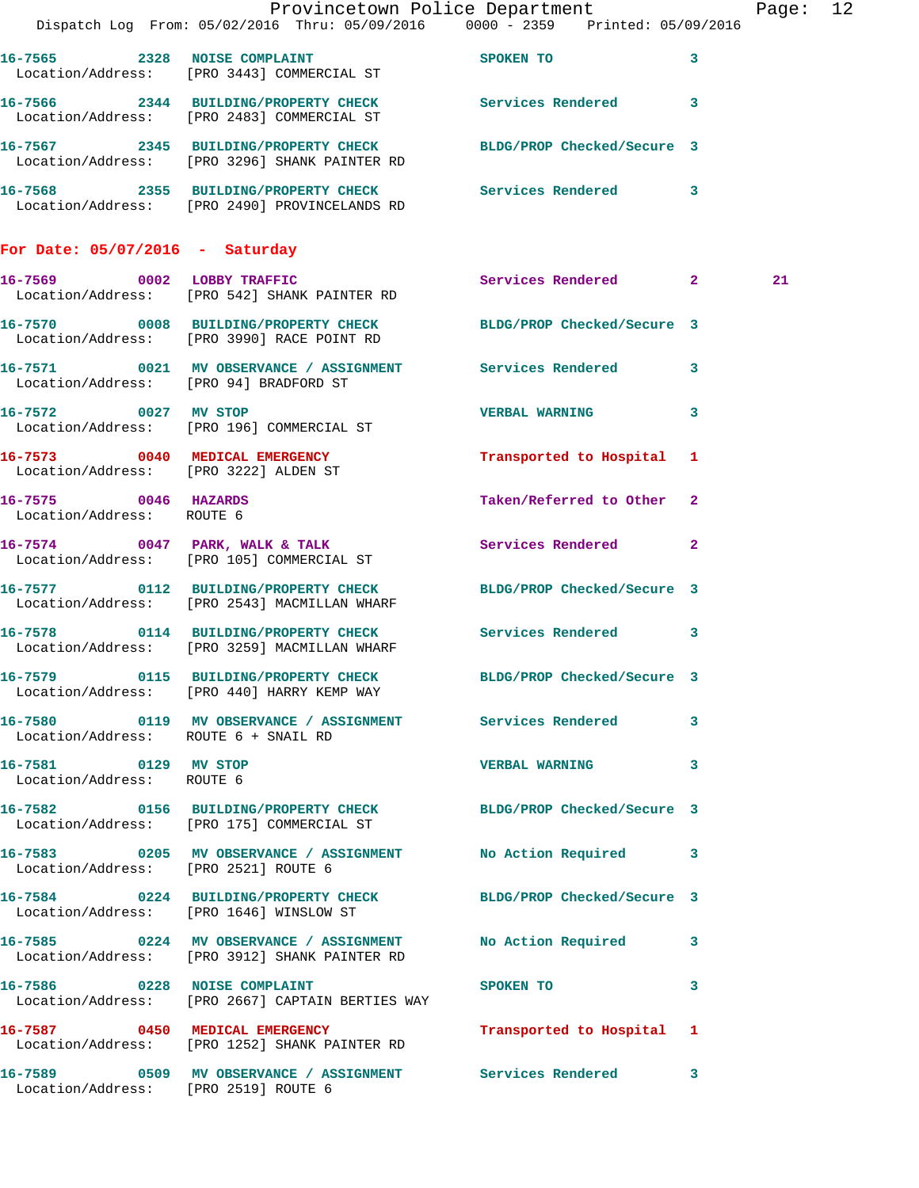16-7565 2328 NOISE COMPLAINT SPOKEN TO 3
Location/Address: [PRO 3443] COMMERCIAL ST

16-7566 2344 BUILDING/PROPERTY CHECK Services Rendered 3
Location/Address: [PRO 2483] COMMERCIAL ST

16-7567 2345 BUILDING/PROPERTY CHECK BLDG/PROP Checked/Secure 3
Location/Address: [PRO 3296] SHANK PAINTER RD

16-7568 2355 BUILDING/PROPERTY CHECK Services Rendered 3
Location/Address: [PRO 2490] PROVINCELANDS RD

## For Date: 05/07/2016 - Saturday

16-7569 0002 LOBBY TRAFFIC Services Rendered 2 21
Location/Address: [PRO 542] SHANK PAINTER RD

16-7570 0008 BUILDING/PROPERTY CHECK BLDG/PROP Checked/Secure 3
Location/Address: [PRO 3990] RACE POINT RD

16-7571 0021 MV OBSERVANCE / ASSIGNMENT Services Rendered 3
Location/Address: [PRO 94] BRADFORD ST

16-7572 0027 MV STOP VERBAL WARNING 3
Location/Address: [PRO 196] COMMERCIAL ST

16-7573 0040 MEDICAL EMERGENCY Transported to Hospital 1
Location/Address: [PRO 3222] ALDEN ST

16-7575 0046 HAZARDS Taken/Referred to Other 2
Location/Address: ROUTE 6

16-7574 0047 PARK, WALK & TALK Services Rendered 2
Location/Address: [PRO 105] COMMERCIAL ST

16-7577 0112 BUILDING/PROPERTY CHECK BLDG/PROP Checked/Secure 3
Location/Address: [PRO 2543] MACMILLAN WHARF

16-7578 0114 BUILDING/PROPERTY CHECK Services Rendered 3
Location/Address: [PRO 3259] MACMILLAN WHARF

16-7579 0115 BUILDING/PROPERTY CHECK BLDG/PROP Checked/Secure 3
Location/Address: [PRO 440] HARRY KEMP WAY

16-7580 0119 MV OBSERVANCE / ASSIGNMENT Services Rendered 3
Location/Address: ROUTE 6 + SNAIL RD

16-7581 0129 MV STOP VERBAL WARNING 3
Location/Address: ROUTE 6

16-7582 0156 BUILDING/PROPERTY CHECK BLDG/PROP Checked/Secure 3
Location/Address: [PRO 175] COMMERCIAL ST

16-7583 0205 MV OBSERVANCE / ASSIGNMENT No Action Required 3
Location/Address: [PRO 2521] ROUTE 6

16-7584 0224 BUILDING/PROPERTY CHECK BLDG/PROP Checked/Secure 3
Location/Address: [PRO 1646] WINSLOW ST

16-7585 0224 MV OBSERVANCE / ASSIGNMENT No Action Required 3
Location/Address: [PRO 3912] SHANK PAINTER RD

16-7586 0228 NOISE COMPLAINT SPOKEN TO 3
Location/Address: [PRO 2667] CAPTAIN BERTIES WAY

16-7587 0450 MEDICAL EMERGENCY Transported to Hospital 1
Location/Address: [PRO 1252] SHANK PAINTER RD

16-7589 0509 MV OBSERVANCE / ASSIGNMENT Services Rendered 3
Location/Address: [PRO 2519] ROUTE 6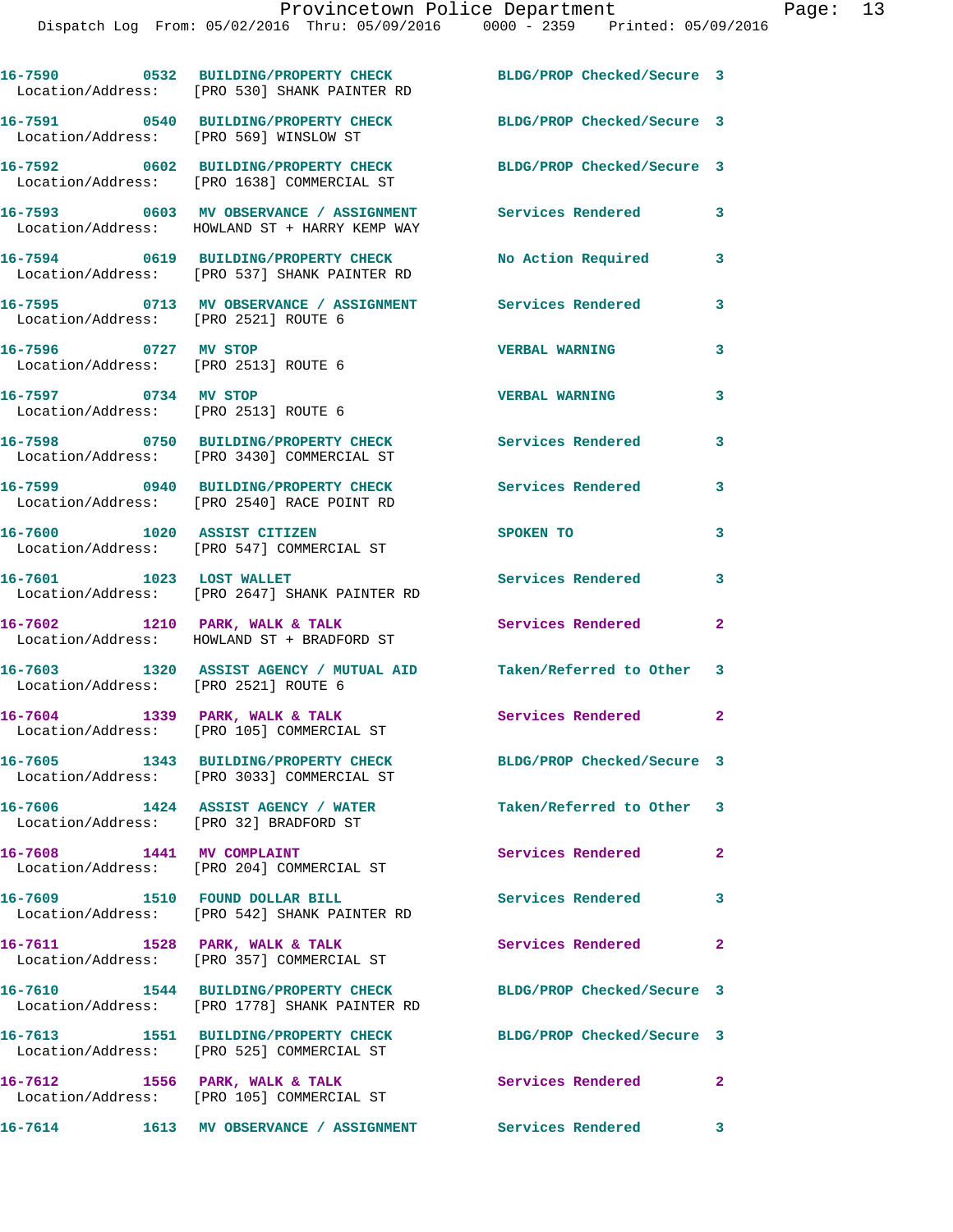16-7590 0532 BUILDING/PROPERTY CHECK BLDG/PROP Checked/Secure 3
Location/Address: [PRO 530] SHANK PAINTER RD

16-7591 0540 BUILDING/PROPERTY CHECK BLDG/PROP Checked/Secure 3
Location/Address: [PRO 569] WINSLOW ST

16-7592 0602 BUILDING/PROPERTY CHECK BLDG/PROP Checked/Secure 3
Location/Address: [PRO 1638] COMMERCIAL ST

16-7593 0603 MV OBSERVANCE / ASSIGNMENT Services Rendered 3
Location/Address: HOWLAND ST + HARRY KEMP WAY

16-7594 0619 BUILDING/PROPERTY CHECK No Action Required 3
Location/Address: [PRO 537] SHANK PAINTER RD

16-7595 0713 MV OBSERVANCE / ASSIGNMENT Services Rendered 3
Location/Address: [PRO 2521] ROUTE 6

16-7596 0727 MV STOP VERBAL WARNING 3
Location/Address: [PRO 2513] ROUTE 6

16-7597 0734 MV STOP VERBAL WARNING 3
Location/Address: [PRO 2513] ROUTE 6

16-7598 0750 BUILDING/PROPERTY CHECK Services Rendered 3
Location/Address: [PRO 3430] COMMERCIAL ST

16-7599 0940 BUILDING/PROPERTY CHECK Services Rendered 3
Location/Address: [PRO 2540] RACE POINT RD

16-7600 1020 ASSIST CITIZEN SPOKEN TO 3
Location/Address: [PRO 547] COMMERCIAL ST

16-7601 1023 LOST WALLET Services Rendered 3
Location/Address: [PRO 2647] SHANK PAINTER RD

16-7602 1210 PARK, WALK & TALK Services Rendered 2
Location/Address: HOWLAND ST + BRADFORD ST

16-7603 1320 ASSIST AGENCY / MUTUAL AID Taken/Referred to Other 3
Location/Address: [PRO 2521] ROUTE 6

16-7604 1339 PARK, WALK & TALK Services Rendered 2
Location/Address: [PRO 105] COMMERCIAL ST

16-7605 1343 BUILDING/PROPERTY CHECK BLDG/PROP Checked/Secure 3
Location/Address: [PRO 3033] COMMERCIAL ST

16-7606 1424 ASSIST AGENCY / WATER Taken/Referred to Other 3
Location/Address: [PRO 32] BRADFORD ST

16-7608 1441 MV COMPLAINT Services Rendered 2
Location/Address: [PRO 204] COMMERCIAL ST

16-7609 1510 FOUND DOLLAR BILL Services Rendered 3
Location/Address: [PRO 542] SHANK PAINTER RD

16-7611 1528 PARK, WALK & TALK Services Rendered 2
Location/Address: [PRO 357] COMMERCIAL ST

16-7610 1544 BUILDING/PROPERTY CHECK BLDG/PROP Checked/Secure 3
Location/Address: [PRO 1778] SHANK PAINTER RD

16-7613 1551 BUILDING/PROPERTY CHECK BLDG/PROP Checked/Secure 3
Location/Address: [PRO 525] COMMERCIAL ST

16-7612 1556 PARK, WALK & TALK Services Rendered 2
Location/Address: [PRO 105] COMMERCIAL ST

16-7614 1613 MV OBSERVANCE / ASSIGNMENT Services Rendered 3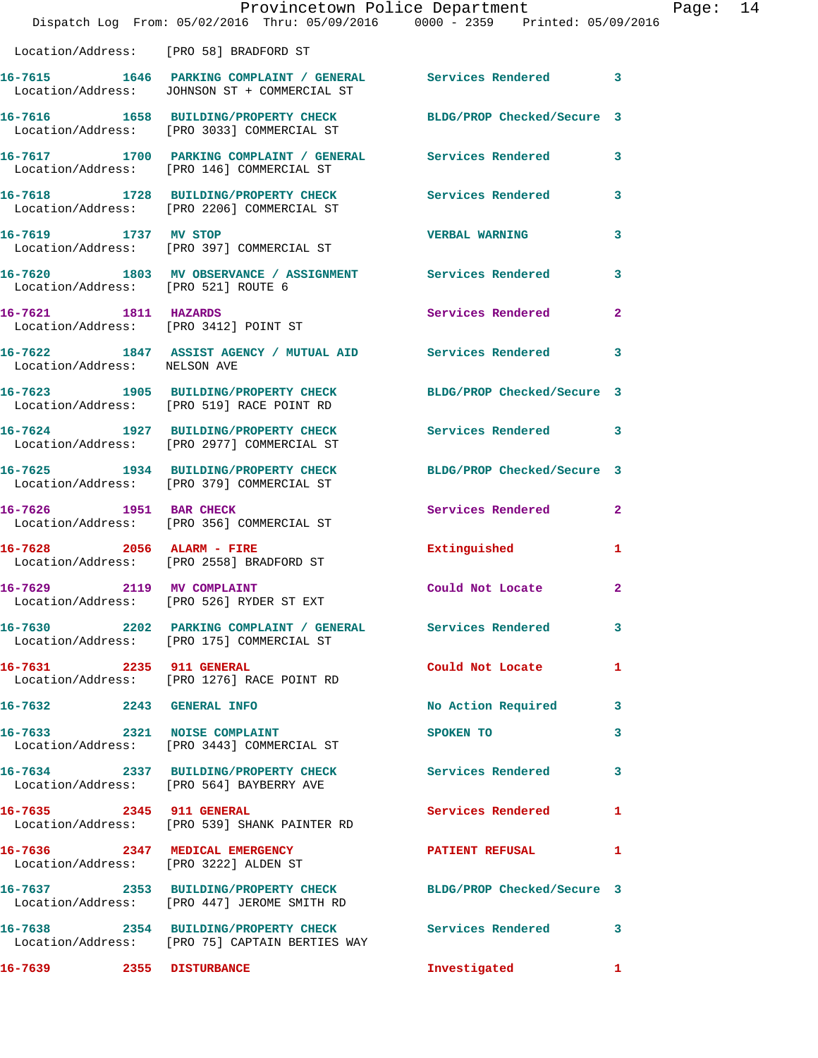Location/Address: [PRO 58] BRADFORD ST

16-7615 1646 PARKING COMPLAINT / GENERAL Services Rendered 3
Location/Address: JOHNSON ST + COMMERCIAL ST

16-7616 1658 BUILDING/PROPERTY CHECK BLDG/PROP Checked/Secure 3
Location/Address: [PRO 3033] COMMERCIAL ST

16-7617 1700 PARKING COMPLAINT / GENERAL Services Rendered 3
Location/Address: [PRO 146] COMMERCIAL ST

16-7618 1728 BUILDING/PROPERTY CHECK Services Rendered 3
Location/Address: [PRO 2206] COMMERCIAL ST

16-7619 1737 MV STOP VERBAL WARNING 3
Location/Address: [PRO 397] COMMERCIAL ST

16-7620 1803 MV OBSERVANCE / ASSIGNMENT Services Rendered 3
Location/Address: [PRO 521] ROUTE 6

16-7621 1811 HAZARDS Services Rendered 2
Location/Address: [PRO 3412] POINT ST

16-7622 1847 ASSIST AGENCY / MUTUAL AID Services Rendered 3
Location/Address: NELSON AVE

16-7623 1905 BUILDING/PROPERTY CHECK BLDG/PROP Checked/Secure 3
Location/Address: [PRO 519] RACE POINT RD

16-7624 1927 BUILDING/PROPERTY CHECK Services Rendered 3
Location/Address: [PRO 2977] COMMERCIAL ST

16-7625 1934 BUILDING/PROPERTY CHECK BLDG/PROP Checked/Secure 3
Location/Address: [PRO 379] COMMERCIAL ST

16-7626 1951 BAR CHECK Services Rendered 2
Location/Address: [PRO 356] COMMERCIAL ST

16-7628 2056 ALARM - FIRE Extinguished 1
Location/Address: [PRO 2558] BRADFORD ST

16-7629 2119 MV COMPLAINT Could Not Locate 2
Location/Address: [PRO 526] RYDER ST EXT

16-7630 2202 PARKING COMPLAINT / GENERAL Services Rendered 3
Location/Address: [PRO 175] COMMERCIAL ST

16-7631 2235 911 GENERAL Could Not Locate 1
Location/Address: [PRO 1276] RACE POINT RD

16-7632 2243 GENERAL INFO No Action Required 3

16-7633 2321 NOISE COMPLAINT SPOKEN TO 3
Location/Address: [PRO 3443] COMMERCIAL ST

16-7634 2337 BUILDING/PROPERTY CHECK Services Rendered 3
Location/Address: [PRO 564] BAYBERRY AVE

16-7635 2345 911 GENERAL Services Rendered 1
Location/Address: [PRO 539] SHANK PAINTER RD

16-7636 2347 MEDICAL EMERGENCY PATIENT REFUSAL 1
Location/Address: [PRO 3222] ALDEN ST

16-7637 2353 BUILDING/PROPERTY CHECK BLDG/PROP Checked/Secure 3
Location/Address: [PRO 447] JEROME SMITH RD

16-7638 2354 BUILDING/PROPERTY CHECK Services Rendered 3
Location/Address: [PRO 75] CAPTAIN BERTIES WAY

16-7639 2355 DISTURBANCE Investigated 1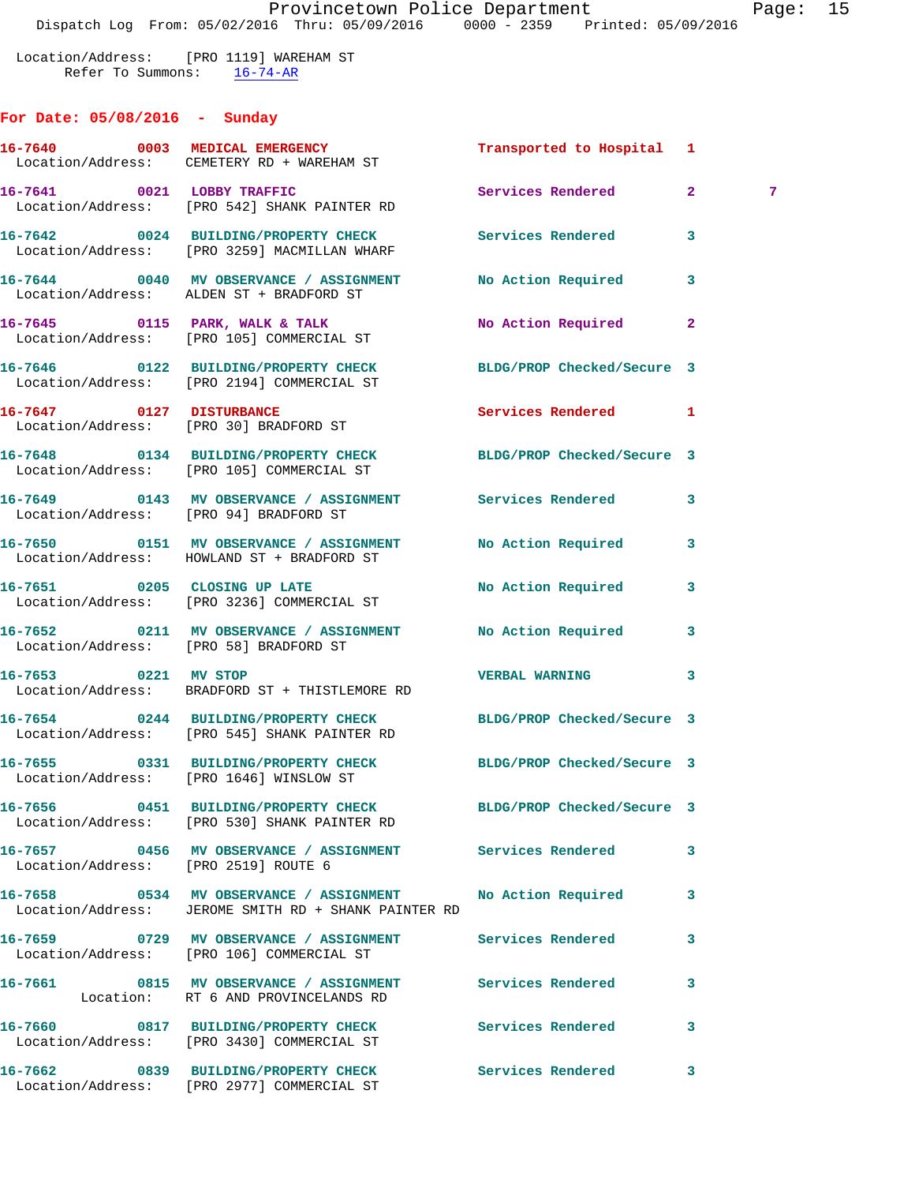Location/Address: [PRO 1119] WAREHAM ST
Refer To Summons: 16-74-AR

## For Date: 05/08/2016 - Sunday

**16-7640** 0003 **MEDICAL EMERGENCY** Transported to Hospital 1
Location/Address: CEMETERY RD + WAREHAM ST

**16-7641** 0021 **LOBBY TRAFFIC** Services Rendered 2 7
Location/Address: [PRO 542] SHANK PAINTER RD

**16-7642** 0024 **BUILDING/PROPERTY CHECK** Services Rendered 3
Location/Address: [PRO 3259] MACMILLAN WHARF

**16-7644** 0040 **MV OBSERVANCE / ASSIGNMENT** No Action Required 3
Location/Address: ALDEN ST + BRADFORD ST

**16-7645** 0115 **PARK, WALK & TALK** No Action Required 2
Location/Address: [PRO 105] COMMERCIAL ST

**16-7646** 0122 **BUILDING/PROPERTY CHECK** BLDG/PROP Checked/Secure 3
Location/Address: [PRO 2194] COMMERCIAL ST

**16-7647** 0127 **DISTURBANCE** Services Rendered 1
Location/Address: [PRO 30] BRADFORD ST

**16-7648** 0134 **BUILDING/PROPERTY CHECK** BLDG/PROP Checked/Secure 3
Location/Address: [PRO 105] COMMERCIAL ST

**16-7649** 0143 **MV OBSERVANCE / ASSIGNMENT** Services Rendered 3
Location/Address: [PRO 94] BRADFORD ST

**16-7650** 0151 **MV OBSERVANCE / ASSIGNMENT** No Action Required 3
Location/Address: HOWLAND ST + BRADFORD ST

**16-7651** 0205 **CLOSING UP LATE** No Action Required 3
Location/Address: [PRO 3236] COMMERCIAL ST

**16-7652** 0211 **MV OBSERVANCE / ASSIGNMENT** No Action Required 3
Location/Address: [PRO 58] BRADFORD ST

**16-7653** 0221 **MV STOP** VERBAL WARNING 3
Location/Address: BRADFORD ST + THISTLEMORE RD

**16-7654** 0244 **BUILDING/PROPERTY CHECK** BLDG/PROP Checked/Secure 3
Location/Address: [PRO 545] SHANK PAINTER RD

**16-7655** 0331 **BUILDING/PROPERTY CHECK** BLDG/PROP Checked/Secure 3
Location/Address: [PRO 1646] WINSLOW ST

**16-7656** 0451 **BUILDING/PROPERTY CHECK** BLDG/PROP Checked/Secure 3
Location/Address: [PRO 530] SHANK PAINTER RD

**16-7657** 0456 **MV OBSERVANCE / ASSIGNMENT** Services Rendered 3
Location/Address: [PRO 2519] ROUTE 6

**16-7658** 0534 **MV OBSERVANCE / ASSIGNMENT** No Action Required 3
Location/Address: JEROME SMITH RD + SHANK PAINTER RD

**16-7659** 0729 **MV OBSERVANCE / ASSIGNMENT** Services Rendered 3
Location/Address: [PRO 106] COMMERCIAL ST

**16-7661** 0815 **MV OBSERVANCE / ASSIGNMENT** Services Rendered 3
Location: RT 6 AND PROVINCELANDS RD

**16-7660** 0817 **BUILDING/PROPERTY CHECK** Services Rendered 3
Location/Address: [PRO 3430] COMMERCIAL ST

**16-7662** 0839 **BUILDING/PROPERTY CHECK** Services Rendered 3
Location/Address: [PRO 2977] COMMERCIAL ST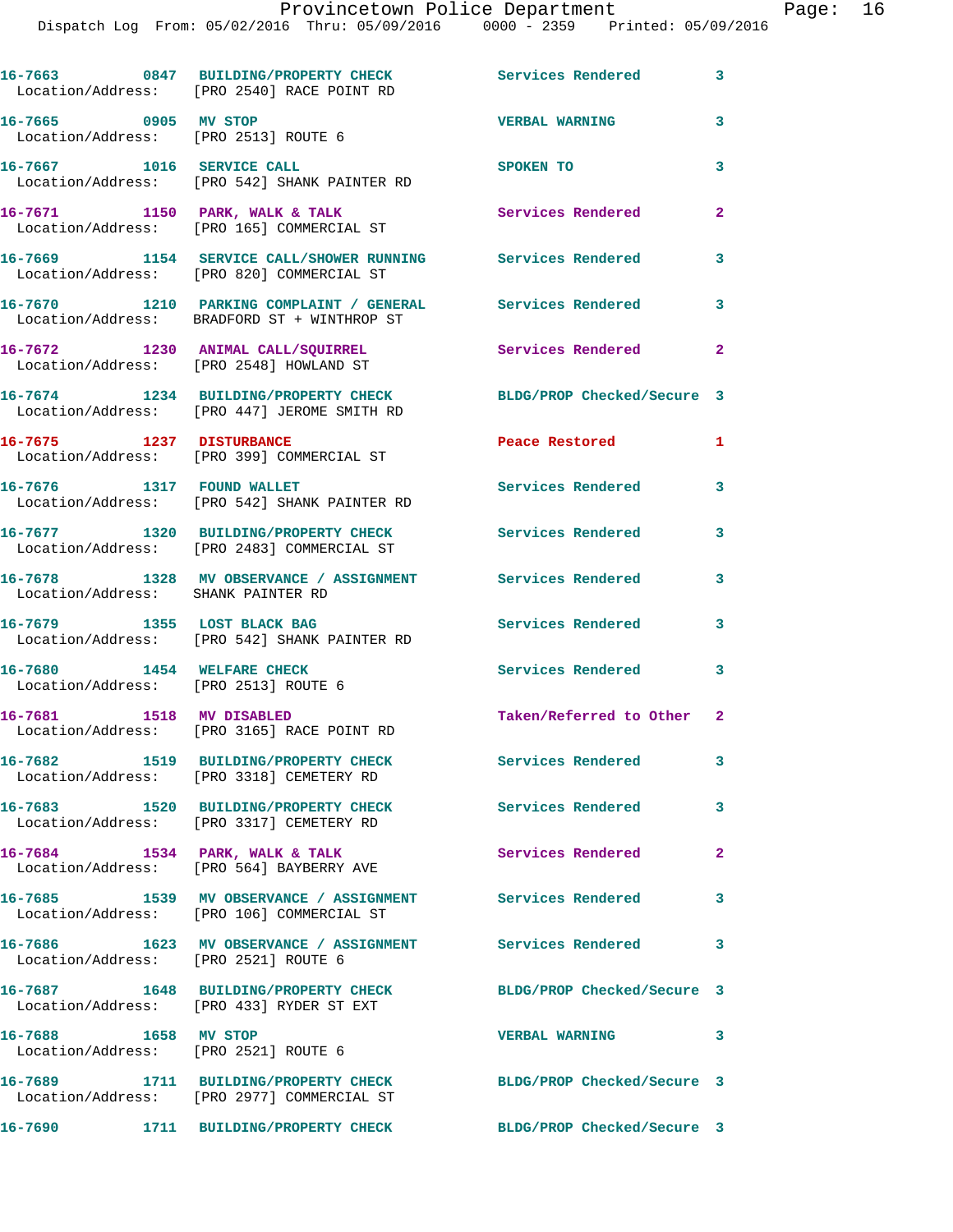16-7663 0847 BUILDING/PROPERTY CHECK Services Rendered 3
Location/Address: [PRO 2540] RACE POINT RD

16-7665 0905 MV STOP VERBAL WARNING 3
Location/Address: [PRO 2513] ROUTE 6

16-7667 1016 SERVICE CALL SPOKEN TO 3
Location/Address: [PRO 542] SHANK PAINTER RD

16-7671 1150 PARK, WALK & TALK Services Rendered 2
Location/Address: [PRO 165] COMMERCIAL ST

16-7669 1154 SERVICE CALL/SHOWER RUNNING Services Rendered 3
Location/Address: [PRO 820] COMMERCIAL ST

16-7670 1210 PARKING COMPLAINT / GENERAL Services Rendered 3
Location/Address: BRADFORD ST + WINTHROP ST

16-7672 1230 ANIMAL CALL/SQUIRREL Services Rendered 2
Location/Address: [PRO 2548] HOWLAND ST

16-7674 1234 BUILDING/PROPERTY CHECK BLDG/PROP Checked/Secure 3
Location/Address: [PRO 447] JEROME SMITH RD

16-7675 1237 DISTURBANCE Peace Restored 1
Location/Address: [PRO 399] COMMERCIAL ST

16-7676 1317 FOUND WALLET Services Rendered 3
Location/Address: [PRO 542] SHANK PAINTER RD

16-7677 1320 BUILDING/PROPERTY CHECK Services Rendered 3
Location/Address: [PRO 2483] COMMERCIAL ST

16-7678 1328 MV OBSERVANCE / ASSIGNMENT Services Rendered 3
Location/Address: SHANK PAINTER RD

16-7679 1355 LOST BLACK BAG Services Rendered 3
Location/Address: [PRO 542] SHANK PAINTER RD

16-7680 1454 WELFARE CHECK Services Rendered 3
Location/Address: [PRO 2513] ROUTE 6

16-7681 1518 MV DISABLED Taken/Referred to Other 2
Location/Address: [PRO 3165] RACE POINT RD

16-7682 1519 BUILDING/PROPERTY CHECK Services Rendered 3
Location/Address: [PRO 3318] CEMETERY RD

16-7683 1520 BUILDING/PROPERTY CHECK Services Rendered 3
Location/Address: [PRO 3317] CEMETERY RD

16-7684 1534 PARK, WALK & TALK Services Rendered 2
Location/Address: [PRO 564] BAYBERRY AVE

16-7685 1539 MV OBSERVANCE / ASSIGNMENT Services Rendered 3
Location/Address: [PRO 106] COMMERCIAL ST

16-7686 1623 MV OBSERVANCE / ASSIGNMENT Services Rendered 3
Location/Address: [PRO 2521] ROUTE 6

16-7687 1648 BUILDING/PROPERTY CHECK BLDG/PROP Checked/Secure 3
Location/Address: [PRO 433] RYDER ST EXT

16-7688 1658 MV STOP VERBAL WARNING 3
Location/Address: [PRO 2521] ROUTE 6

16-7689 1711 BUILDING/PROPERTY CHECK BLDG/PROP Checked/Secure 3
Location/Address: [PRO 2977] COMMERCIAL ST

16-7690 1711 BUILDING/PROPERTY CHECK BLDG/PROP Checked/Secure 3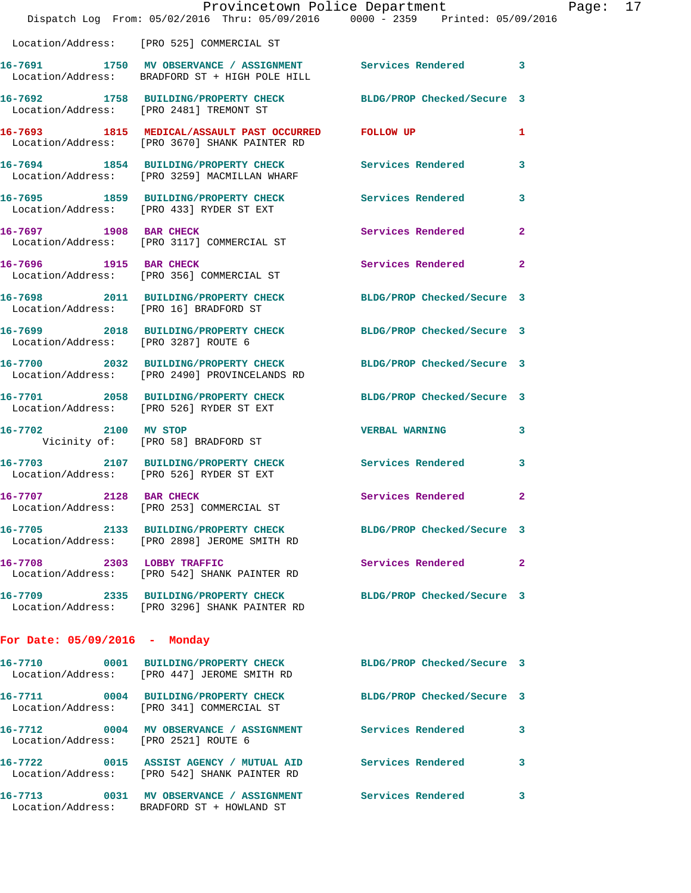Location/Address: [PRO 525] COMMERCIAL ST

**16-7691** 1750 **MV OBSERVANCE / ASSIGNMENT** Services Rendered 3
Location/Address: BRADFORD ST + HIGH POLE HILL

**16-7692** 1758 **BUILDING/PROPERTY CHECK** BLDG/PROP Checked/Secure 3
Location/Address: [PRO 2481] TREMONT ST

**16-7693** 1815 **MEDICAL/ASSAULT PAST OCCURRED** FOLLOW UP 1
Location/Address: [PRO 3670] SHANK PAINTER RD

**16-7694** 1854 **BUILDING/PROPERTY CHECK** Services Rendered 3
Location/Address: [PRO 3259] MACMILLAN WHARF

**16-7695** 1859 **BUILDING/PROPERTY CHECK** Services Rendered 3
Location/Address: [PRO 433] RYDER ST EXT

**16-7697** 1908 **BAR CHECK** Services Rendered 2
Location/Address: [PRO 3117] COMMERCIAL ST

**16-7696** 1915 **BAR CHECK** Services Rendered 2
Location/Address: [PRO 356] COMMERCIAL ST

**16-7698** 2011 **BUILDING/PROPERTY CHECK** BLDG/PROP Checked/Secure 3
Location/Address: [PRO 16] BRADFORD ST

**16-7699** 2018 **BUILDING/PROPERTY CHECK** BLDG/PROP Checked/Secure 3
Location/Address: [PRO 3287] ROUTE 6

**16-7700** 2032 **BUILDING/PROPERTY CHECK** BLDG/PROP Checked/Secure 3
Location/Address: [PRO 2490] PROVINCELANDS RD

**16-7701** 2058 **BUILDING/PROPERTY CHECK** BLDG/PROP Checked/Secure 3
Location/Address: [PRO 526] RYDER ST EXT

**16-7702** 2100 **MV STOP** VERBAL WARNING 3
Vicinity of: [PRO 58] BRADFORD ST

**16-7703** 2107 **BUILDING/PROPERTY CHECK** Services Rendered 3
Location/Address: [PRO 526] RYDER ST EXT

**16-7707** 2128 **BAR CHECK** Services Rendered 2
Location/Address: [PRO 253] COMMERCIAL ST

**16-7705** 2133 **BUILDING/PROPERTY CHECK** BLDG/PROP Checked/Secure 3
Location/Address: [PRO 2898] JEROME SMITH RD

**16-7708** 2303 **LOBBY TRAFFIC** Services Rendered 2
Location/Address: [PRO 542] SHANK PAINTER RD

**16-7709** 2335 **BUILDING/PROPERTY CHECK** BLDG/PROP Checked/Secure 3
Location/Address: [PRO 3296] SHANK PAINTER RD

## For Date: 05/09/2016 - Monday

**16-7710** 0001 **BUILDING/PROPERTY CHECK** BLDG/PROP Checked/Secure 3
Location/Address: [PRO 447] JEROME SMITH RD

**16-7711** 0004 **BUILDING/PROPERTY CHECK** BLDG/PROP Checked/Secure 3
Location/Address: [PRO 341] COMMERCIAL ST

**16-7712** 0004 **MV OBSERVANCE / ASSIGNMENT** Services Rendered 3
Location/Address: [PRO 2521] ROUTE 6

**16-7722** 0015 **ASSIST AGENCY / MUTUAL AID** Services Rendered 3
Location/Address: [PRO 542] SHANK PAINTER RD

**16-7713** 0031 **MV OBSERVANCE / ASSIGNMENT** Services Rendered 3
Location/Address: BRADFORD ST + HOWLAND ST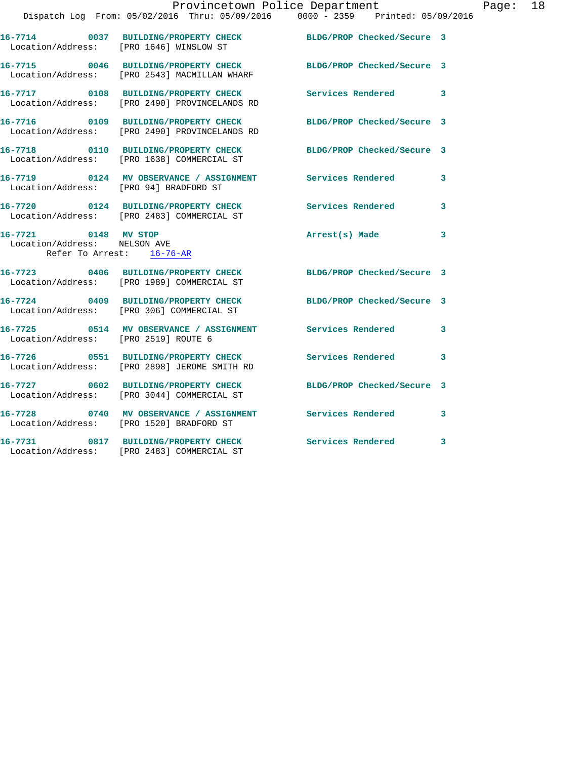16-7714 0037 BUILDING/PROPERTY CHECK BLDG/PROP Checked/Secure 3
Location/Address: [PRO 1646] WINSLOW ST

16-7715 0046 BUILDING/PROPERTY CHECK BLDG/PROP Checked/Secure 3
Location/Address: [PRO 2543] MACMILLAN WHARF

16-7717 0108 BUILDING/PROPERTY CHECK Services Rendered 3
Location/Address: [PRO 2490] PROVINCELANDS RD

16-7716 0109 BUILDING/PROPERTY CHECK BLDG/PROP Checked/Secure 3
Location/Address: [PRO 2490] PROVINCELANDS RD

16-7718 0110 BUILDING/PROPERTY CHECK BLDG/PROP Checked/Secure 3
Location/Address: [PRO 1638] COMMERCIAL ST

16-7719 0124 MV OBSERVANCE / ASSIGNMENT Services Rendered 3
Location/Address: [PRO 94] BRADFORD ST

16-7720 0124 BUILDING/PROPERTY CHECK Services Rendered 3
Location/Address: [PRO 2483] COMMERCIAL ST

16-7721 0148 MV STOP Arrest(s) Made 3
Location/Address: NELSON AVE
Refer To Arrest: 16-76-AR

16-7723 0406 BUILDING/PROPERTY CHECK BLDG/PROP Checked/Secure 3
Location/Address: [PRO 1989] COMMERCIAL ST

16-7724 0409 BUILDING/PROPERTY CHECK BLDG/PROP Checked/Secure 3
Location/Address: [PRO 306] COMMERCIAL ST

16-7725 0514 MV OBSERVANCE / ASSIGNMENT Services Rendered 3
Location/Address: [PRO 2519] ROUTE 6

16-7726 0551 BUILDING/PROPERTY CHECK Services Rendered 3
Location/Address: [PRO 2898] JEROME SMITH RD

16-7727 0602 BUILDING/PROPERTY CHECK BLDG/PROP Checked/Secure 3
Location/Address: [PRO 3044] COMMERCIAL ST

16-7728 0740 MV OBSERVANCE / ASSIGNMENT Services Rendered 3
Location/Address: [PRO 1520] BRADFORD ST

16-7731 0817 BUILDING/PROPERTY CHECK Services Rendered 3
Location/Address: [PRO 2483] COMMERCIAL ST